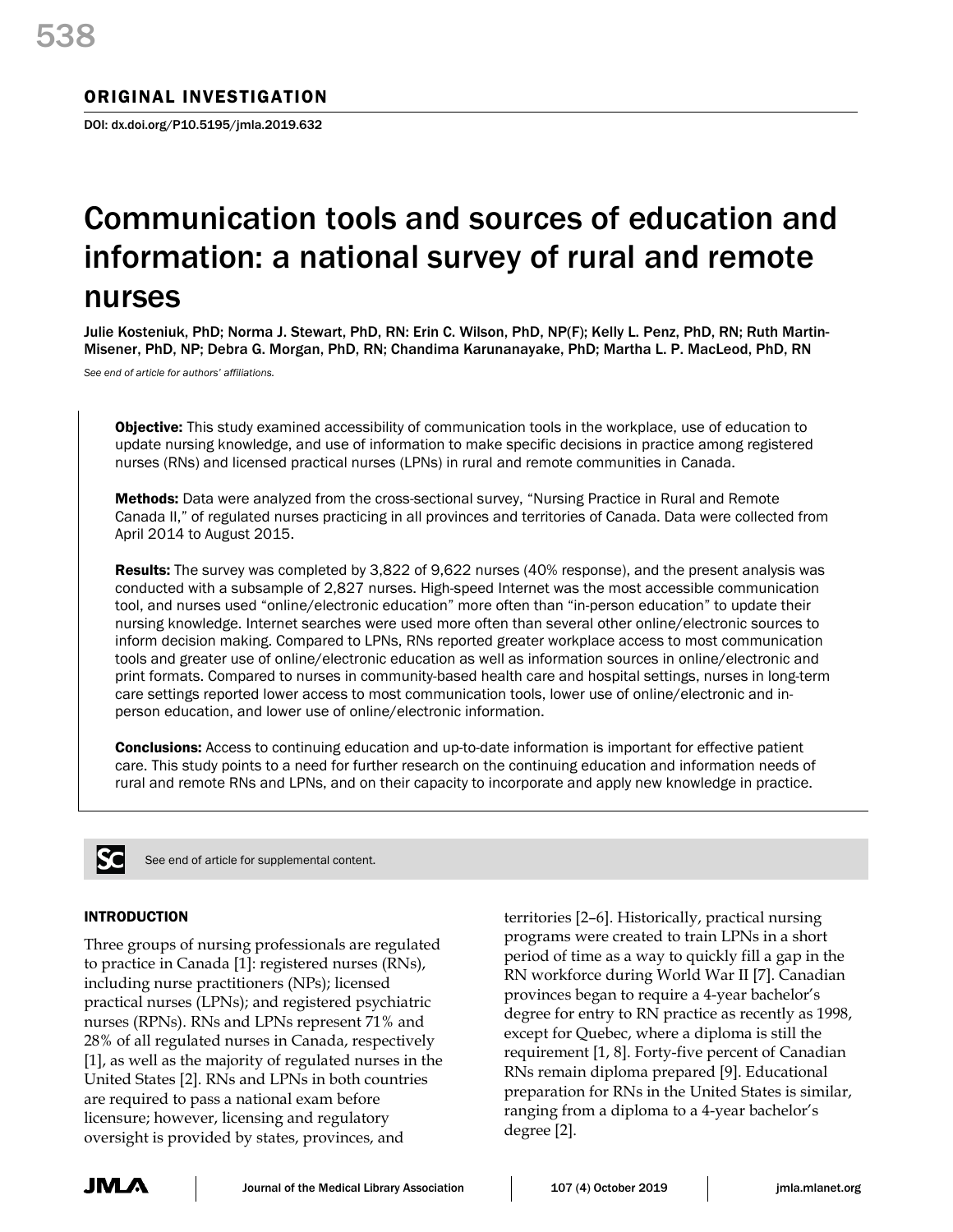## ORIGINAL INVESTIGATION

DOI: dx.doi.org/P10.5195/jmla.2019.632

# Communication tools and sources of education and information: a national survey of rural and remote nurses

Julie Kosteniuk, PhD; Norma J. Stewart, PhD, RN: Erin C. Wilson, PhD, NP(F); Kelly L. Penz, PhD, RN; Ruth Martin-Misener, PhD, NP; Debra G. Morgan, PhD, RN; Chandima Karunanayake, PhD; Martha L. P. MacLeod, PhD, RN

*See end of article for authors' affiliations.*

**Objective:** This study examined accessibility of communication tools in the workplace, use of education to update nursing knowledge, and use of information to make specific decisions in practice among registered nurses (RNs) and licensed practical nurses (LPNs) in rural and remote communities in Canada.

**Methods:** Data were analyzed from the cross-sectional survey, "Nursing Practice in Rural and Remote Canada II," of regulated nurses practicing in all provinces and territories of Canada. Data were collected from April 2014 to August 2015.

**Results:** The survey was completed by 3,822 of 9,622 nurses (40% response), and the present analysis was conducted with a subsample of 2,827 nurses. High-speed Internet was the most accessible communication tool, and nurses used "online/electronic education" more often than "in-person education" to update their nursing knowledge. Internet searches were used more often than several other online/electronic sources to inform decision making. Compared to LPNs, RNs reported greater workplace access to most communication tools and greater use of online/electronic education as well as information sources in online/electronic and print formats. Compared to nurses in community-based health care and hospital settings, nurses in long-term care settings reported lower access to most communication tools, lower use of online/electronic and in-person education, and lower use of online/electronic information.

**Conclusions:** Access to continuing education and up-to-date information is important for effective patient care. This study points to a need for further research on the continuing education and information needs of rural and remote RNs and LPNs, and on their capacity to incorporate and apply new knowledge in practice.

See end of article for supplemental content.

## INTRODUCTION

Three groups of nursing professionals are regulated to practice in Canada [1]: registered nurses (RNs), including nurse practitioners (NPs); licensed practical nurses (LPNs); and registered psychiatric nurses (RPNs). RNs and LPNs represent 71% and 28% of all regulated nurses in Canada, respectively [1], as well as the majority of regulated nurses in the United States [2]. RNs and LPNs in both countries are required to pass a national exam before licensure; however, licensing and regulatory oversight is provided by states, provinces, and territories [2–6]. Historically, practical nursing programs were created to train LPNs in a short period of time as a way to quickly fill a gap in the RN workforce during World War II [7]. Canadian provinces began to require a 4-year bachelor's degree for entry to RN practice as recently as 1998, except for Quebec, where a diploma is still the requirement [1, 8]. Forty-five percent of Canadian RNs remain diploma prepared [9]. Educational preparation for RNs in the United States is similar, ranging from a diploma to a 4-year bachelor's degree [2].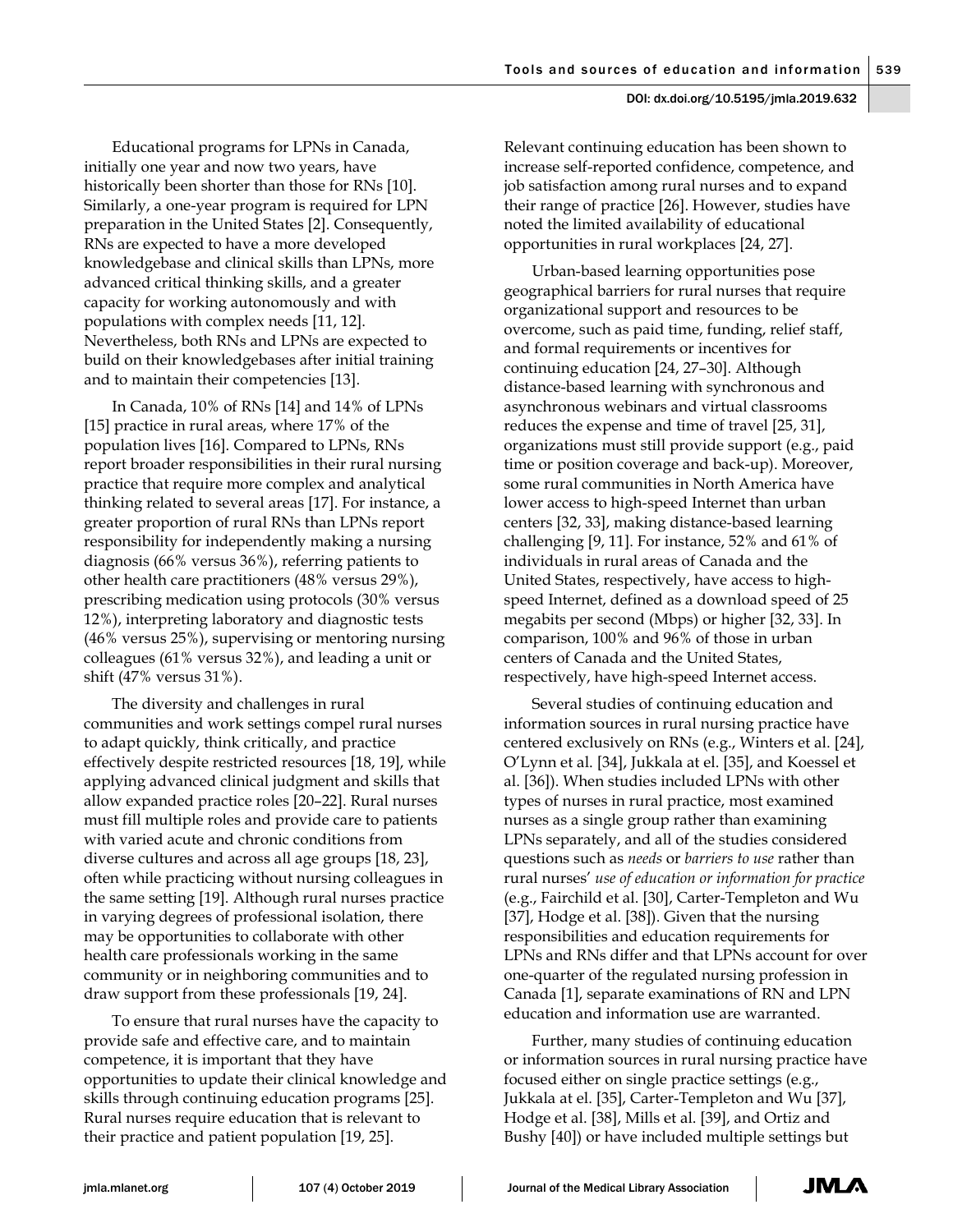Educational programs for LPNs in Canada, initially one year and now two years, have historically been shorter than those for RNs [10]. Similarly, a one-year program is required for LPN preparation in the United States [2]. Consequently, RNs are expected to have a more developed knowledgebase and clinical skills than LPNs, more advanced critical thinking skills, and a greater capacity for working autonomously and with populations with complex needs [11, 12]. Nevertheless, both RNs and LPNs are expected to build on their knowledgebases after initial training and to maintain their competencies [13].

In Canada, 10% of RNs [14] and 14% of LPNs [15] practice in rural areas, where 17% of the population lives [16]. Compared to LPNs, RNs report broader responsibilities in their rural nursing practice that require more complex and analytical thinking related to several areas [17]. For instance, a greater proportion of rural RNs than LPNs report responsibility for independently making a nursing diagnosis (66% versus 36%), referring patients to other health care practitioners (48% versus 29%), prescribing medication using protocols (30% versus 12%), interpreting laboratory and diagnostic tests (46% versus 25%), supervising or mentoring nursing colleagues (61% versus 32%), and leading a unit or shift (47% versus 31%).

The diversity and challenges in rural communities and work settings compel rural nurses to adapt quickly, think critically, and practice effectively despite restricted resources [18, 19], while applying advanced clinical judgment and skills that allow expanded practice roles [20–22]. Rural nurses must fill multiple roles and provide care to patients with varied acute and chronic conditions from diverse cultures and across all age groups [18, 23], often while practicing without nursing colleagues in the same setting [19]. Although rural nurses practice in varying degrees of professional isolation, there may be opportunities to collaborate with other health care professionals working in the same community or in neighboring communities and to draw support from these professionals [19, 24].

To ensure that rural nurses have the capacity to provide safe and effective care, and to maintain competence, it is important that they have opportunities to update their clinical knowledge and skills through continuing education programs [25]. Rural nurses require education that is relevant to their practice and patient population [19, 25]. Relevant continuing education has been shown to increase self-reported confidence, competence, and job satisfaction among rural nurses and to expand their range of practice [26]. However, studies have noted the limited availability of educational opportunities in rural workplaces [24, 27].

Urban-based learning opportunities pose geographical barriers for rural nurses that require organizational support and resources to be overcome, such as paid time, funding, relief staff, and formal requirements or incentives for continuing education [24, 27–30]. Although distance-based learning with synchronous and asynchronous webinars and virtual classrooms reduces the expense and time of travel [25, 31], organizations must still provide support (e.g., paid time or position coverage and back-up). Moreover, some rural communities in North America have lower access to high-speed Internet than urban centers [32, 33], making distance-based learning challenging [9, 11]. For instance, 52% and 61% of individuals in rural areas of Canada and the United States, respectively, have access to high-speed Internet, defined as a download speed of 25 megabits per second (Mbps) or higher [32, 33]. In comparison, 100% and 96% of those in urban centers of Canada and the United States, respectively, have high-speed Internet access.

Several studies of continuing education and information sources in rural nursing practice have centered exclusively on RNs (e.g., Winters et al. [24], O'Lynn et al. [34], Jukkala at el. [35], and Koessel et al. [36]). When studies included LPNs with other types of nurses in rural practice, most examined nurses as a single group rather than examining LPNs separately, and all of the studies considered questions such as *needs* or *barriers to use* rather than rural nurses' *use of education or information for practice* (e.g., Fairchild et al. [30], Carter-Templeton and Wu [37], Hodge et al. [38]). Given that the nursing responsibilities and education requirements for LPNs and RNs differ and that LPNs account for over one-quarter of the regulated nursing profession in Canada [1], separate examinations of RN and LPN education and information use are warranted.

Further, many studies of continuing education or information sources in rural nursing practice have focused either on single practice settings (e.g., Jukkala at el. [35], Carter-Templeton and Wu [37], Hodge et al. [38], Mills et al. [39], and Ortiz and Bushy [40]) or have included multiple settings but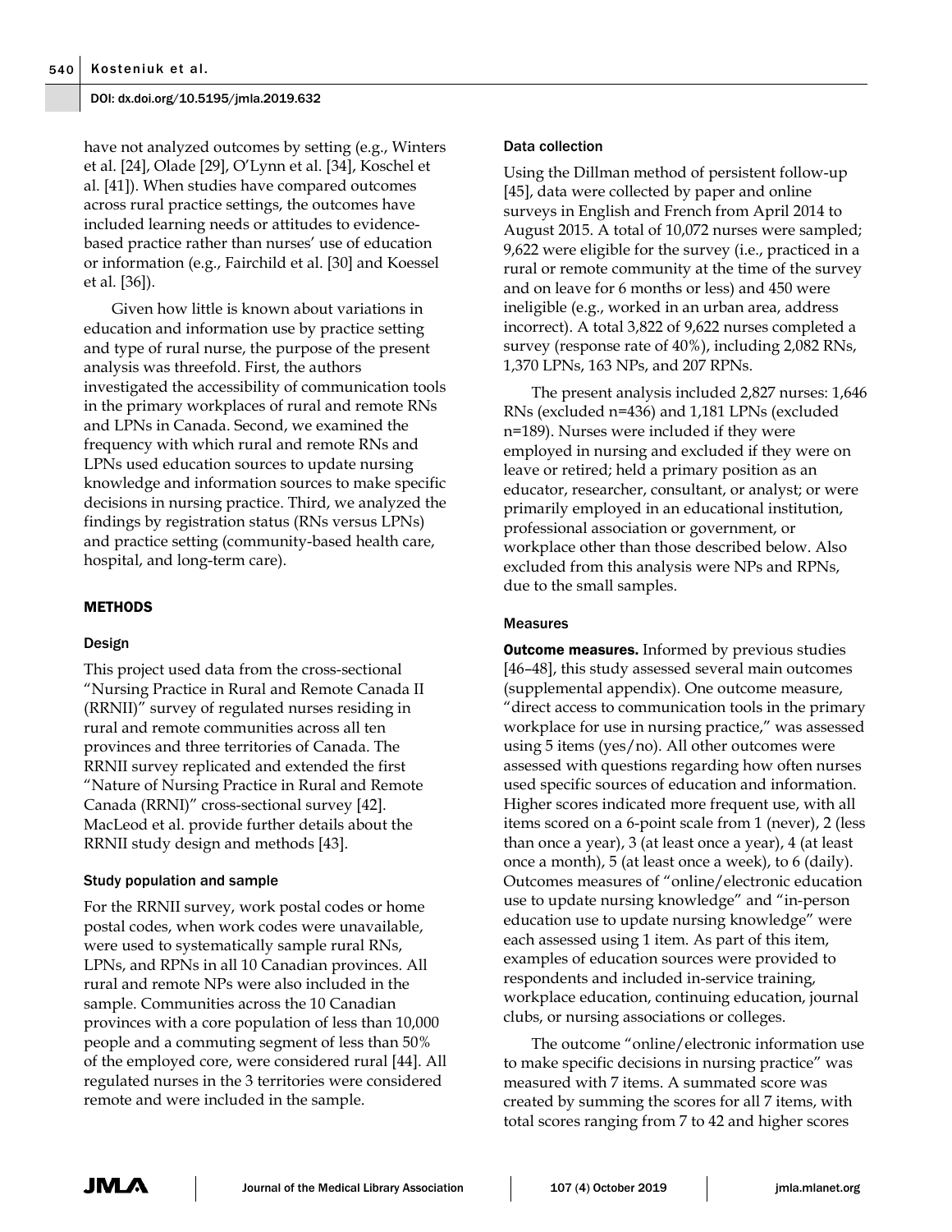have not analyzed outcomes by setting (e.g., Winters et al. [24], Olade [29], O'Lynn et al. [34], Koschel et al. [41]). When studies have compared outcomes across rural practice settings, the outcomes have included learning needs or attitudes to evidence-based practice rather than nurses' use of education or information (e.g., Fairchild et al. [30] and Koessel et al. [36]).

Given how little is known about variations in education and information use by practice setting and type of rural nurse, the purpose of the present analysis was threefold. First, the authors investigated the accessibility of communication tools in the primary workplaces of rural and remote RNs and LPNs in Canada. Second, we examined the frequency with which rural and remote RNs and LPNs used education sources to update nursing knowledge and information sources to make specific decisions in nursing practice. Third, we analyzed the findings by registration status (RNs versus LPNs) and practice setting (community-based health care, hospital, and long-term care).

## METHODS

### Design

This project used data from the cross-sectional "Nursing Practice in Rural and Remote Canada II (RRNII)" survey of regulated nurses residing in rural and remote communities across all ten provinces and three territories of Canada. The RRNII survey replicated and extended the first "Nature of Nursing Practice in Rural and Remote Canada (RRNI)" cross-sectional survey [42]. MacLeod et al. provide further details about the RRNII study design and methods [43].

### Study population and sample

For the RRNII survey, work postal codes or home postal codes, when work codes were unavailable, were used to systematically sample rural RNs, LPNs, and RPNs in all 10 Canadian provinces. All rural and remote NPs were also included in the sample. Communities across the 10 Canadian provinces with a core population of less than 10,000 people and a commuting segment of less than 50% of the employed core, were considered rural [44]. All regulated nurses in the 3 territories were considered remote and were included in the sample.

### Data collection

Using the Dillman method of persistent follow-up [45], data were collected by paper and online surveys in English and French from April 2014 to August 2015. A total of 10,072 nurses were sampled; 9,622 were eligible for the survey (i.e., practiced in a rural or remote community at the time of the survey and on leave for 6 months or less) and 450 were ineligible (e.g., worked in an urban area, address incorrect). A total 3,822 of 9,622 nurses completed a survey (response rate of 40%), including 2,082 RNs, 1,370 LPNs, 163 NPs, and 207 RPNs.

The present analysis included 2,827 nurses: 1,646 RNs (excluded n=436) and 1,181 LPNs (excluded n=189). Nurses were included if they were employed in nursing and excluded if they were on leave or retired; held a primary position as an educator, researcher, consultant, or analyst; or were primarily employed in an educational institution, professional association or government, or workplace other than those described below. Also excluded from this analysis were NPs and RPNs, due to the small samples.

### Measures

**Outcome measures.** Informed by previous studies [46–48], this study assessed several main outcomes (supplemental appendix). One outcome measure, "direct access to communication tools in the primary workplace for use in nursing practice," was assessed using 5 items (yes/no). All other outcomes were assessed with questions regarding how often nurses used specific sources of education and information. Higher scores indicated more frequent use, with all items scored on a 6-point scale from 1 (never), 2 (less than once a year), 3 (at least once a year), 4 (at least once a month), 5 (at least once a week), to 6 (daily). Outcomes measures of "online/electronic education use to update nursing knowledge" and "in-person education use to update nursing knowledge" were each assessed using 1 item. As part of this item, examples of education sources were provided to respondents and included in-service training, workplace education, continuing education, journal clubs, or nursing associations or colleges.

The outcome "online/electronic information use to make specific decisions in nursing practice" was measured with 7 items. A summated score was created by summing the scores for all 7 items, with total scores ranging from 7 to 42 and higher scores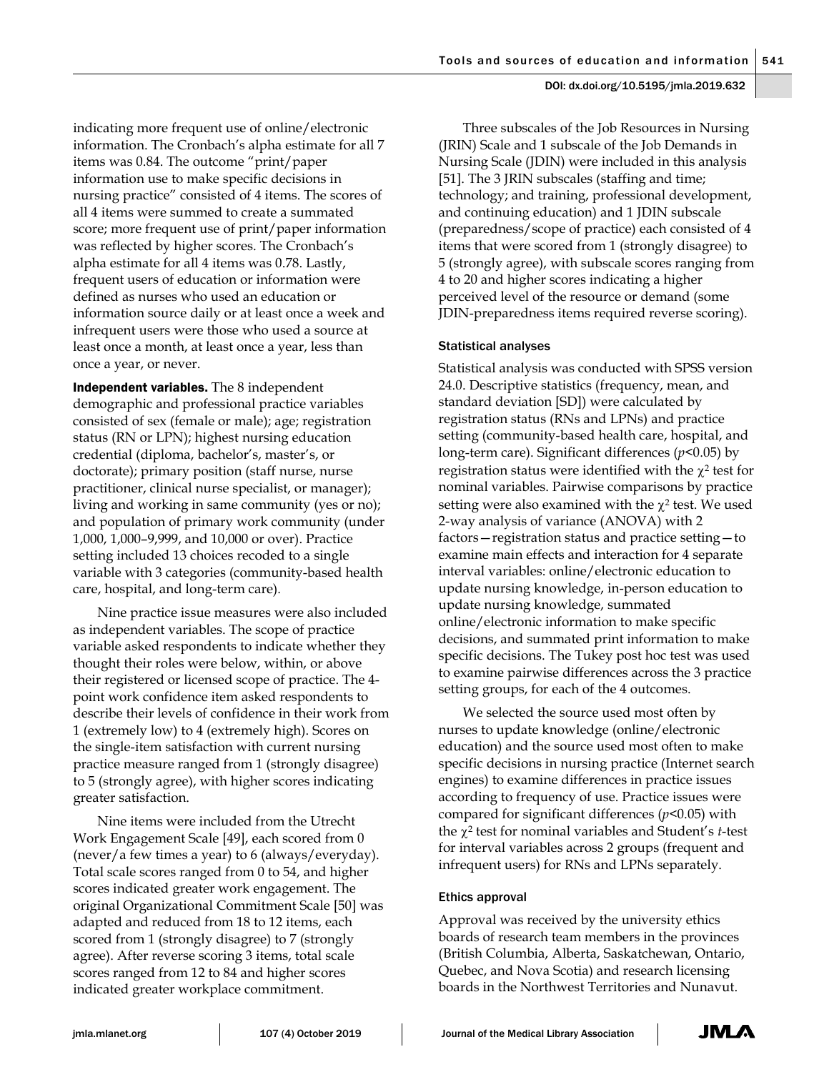indicating more frequent use of online/electronic information. The Cronbach's alpha estimate for all 7 items was 0.84. The outcome "print/paper information use to make specific decisions in nursing practice" consisted of 4 items. The scores of all 4 items were summed to create a summated score; more frequent use of print/paper information was reflected by higher scores. The Cronbach's alpha estimate for all 4 items was 0.78. Lastly, frequent users of education or information were defined as nurses who used an education or information source daily or at least once a week and infrequent users were those who used a source at least once a month, at least once a year, less than once a year, or never.

**Independent variables.** The 8 independent demographic and professional practice variables consisted of sex (female or male); age; registration status (RN or LPN); highest nursing education credential (diploma, bachelor's, master's, or doctorate); primary position (staff nurse, nurse practitioner, clinical nurse specialist, or manager); living and working in same community (yes or no); and population of primary work community (under 1,000, 1,000–9,999, and 10,000 or over). Practice setting included 13 choices recoded to a single variable with 3 categories (community-based health care, hospital, and long-term care).

Nine practice issue measures were also included as independent variables. The scope of practice variable asked respondents to indicate whether they thought their roles were below, within, or above their registered or licensed scope of practice. The 4-point work confidence item asked respondents to describe their levels of confidence in their work from 1 (extremely low) to 4 (extremely high). Scores on the single-item satisfaction with current nursing practice measure ranged from 1 (strongly disagree) to 5 (strongly agree), with higher scores indicating greater satisfaction.

Nine items were included from the Utrecht Work Engagement Scale [49], each scored from 0 (never/a few times a year) to 6 (always/everyday). Total scale scores ranged from 0 to 54, and higher scores indicated greater work engagement. The original Organizational Commitment Scale [50] was adapted and reduced from 18 to 12 items, each scored from 1 (strongly disagree) to 7 (strongly agree). After reverse scoring 3 items, total scale scores ranged from 12 to 84 and higher scores indicated greater workplace commitment.

Three subscales of the Job Resources in Nursing (JRIN) Scale and 1 subscale of the Job Demands in Nursing Scale (JDIN) were included in this analysis [51]. The 3 JRIN subscales (staffing and time; technology; and training, professional development, and continuing education) and 1 JDIN subscale (preparedness/scope of practice) each consisted of 4 items that were scored from 1 (strongly disagree) to 5 (strongly agree), with subscale scores ranging from 4 to 20 and higher scores indicating a higher perceived level of the resource or demand (some JDIN-preparedness items required reverse scoring).

#### Statistical analyses

Statistical analysis was conducted with SPSS version 24.0. Descriptive statistics (frequency, mean, and standard deviation [SD]) were calculated by registration status (RNs and LPNs) and practice setting (community-based health care, hospital, and long-term care). Significant differences ($p<0.05$) by registration status were identified with the $\chi^2$ test for nominal variables. Pairwise comparisons by practice setting were also examined with the $\chi^2$ test. We used 2-way analysis of variance (ANOVA) with 2 factors—registration status and practice setting—to examine main effects and interaction for 4 separate interval variables: online/electronic education to update nursing knowledge, in-person education to update nursing knowledge, summated online/electronic information to make specific decisions, and summated print information to make specific decisions. The Tukey post hoc test was used to examine pairwise differences across the 3 practice setting groups, for each of the 4 outcomes.

We selected the source used most often by nurses to update knowledge (online/electronic education) and the source used most often to make specific decisions in nursing practice (Internet search engines) to examine differences in practice issues according to frequency of use. Practice issues were compared for significant differences ($p<0.05$) with the $\chi^2$ test for nominal variables and Student's *t*-test for interval variables across 2 groups (frequent and infrequent users) for RNs and LPNs separately.

#### Ethics approval

Approval was received by the university ethics boards of research team members in the provinces (British Columbia, Alberta, Saskatchewan, Ontario, Quebec, and Nova Scotia) and research licensing boards in the Northwest Territories and Nunavut.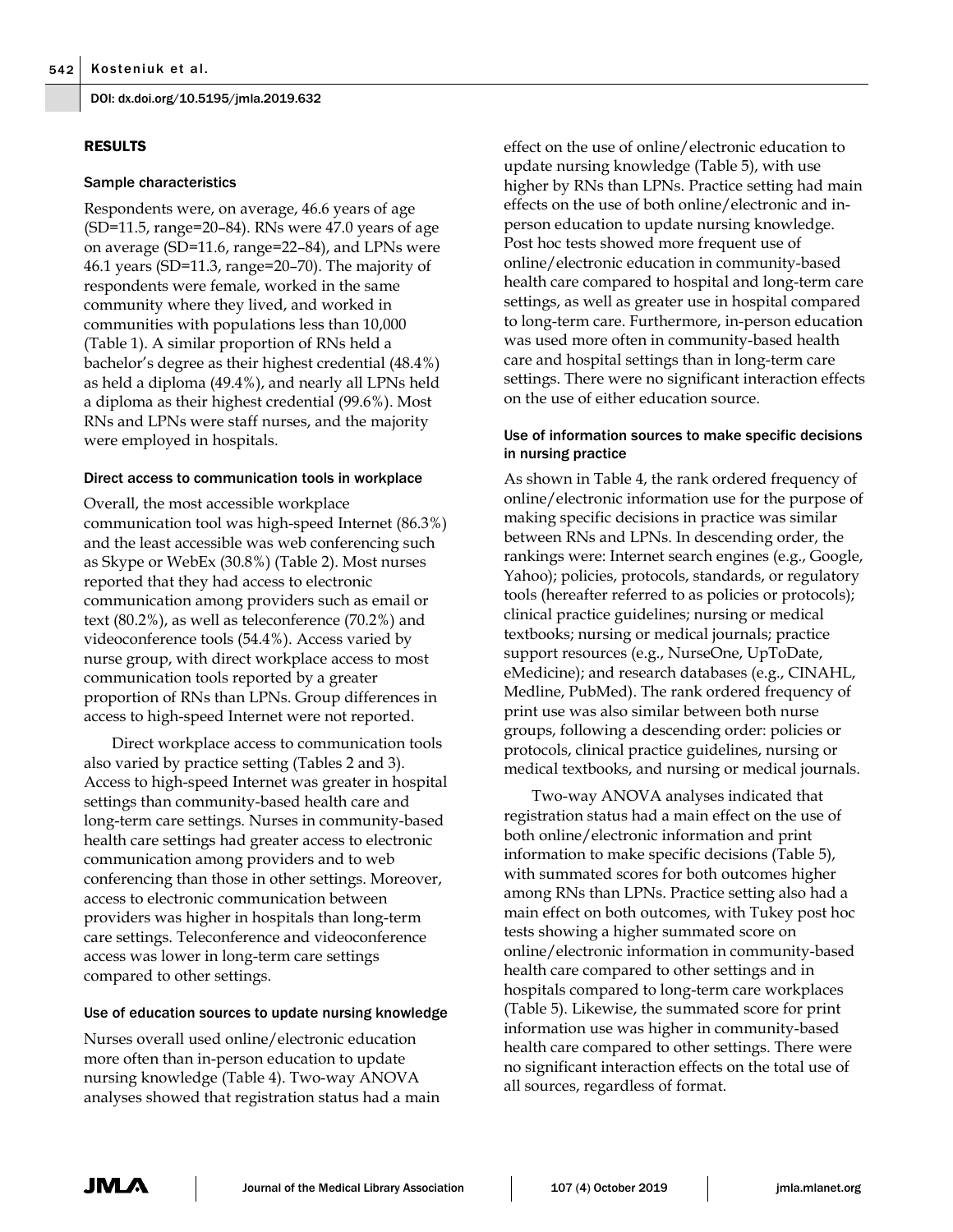## RESULTS

### Sample characteristics

Respondents were, on average, 46.6 years of age (SD=11.5, range=20–84). RNs were 47.0 years of age on average (SD=11.6, range=22–84), and LPNs were 46.1 years (SD=11.3, range=20–70). The majority of respondents were female, worked in the same community where they lived, and worked in communities with populations less than 10,000 (Table 1). A similar proportion of RNs held a bachelor's degree as their highest credential (48.4%) as held a diploma (49.4%), and nearly all LPNs held a diploma as their highest credential (99.6%). Most RNs and LPNs were staff nurses, and the majority were employed in hospitals.

### Direct access to communication tools in workplace

Overall, the most accessible workplace communication tool was high-speed Internet (86.3%) and the least accessible was web conferencing such as Skype or WebEx (30.8%) (Table 2). Most nurses reported that they had access to electronic communication among providers such as email or text (80.2%), as well as teleconference (70.2%) and videoconference tools (54.4%). Access varied by nurse group, with direct workplace access to most communication tools reported by a greater proportion of RNs than LPNs. Group differences in access to high-speed Internet were not reported.

Direct workplace access to communication tools also varied by practice setting (Tables 2 and 3). Access to high-speed Internet was greater in hospital settings than community-based health care and long-term care settings. Nurses in community-based health care settings had greater access to electronic communication among providers and to web conferencing than those in other settings. Moreover, access to electronic communication between providers was higher in hospitals than long-term care settings. Teleconference and videoconference access was lower in long-term care settings compared to other settings.

### Use of education sources to update nursing knowledge

Nurses overall used online/electronic education more often than in-person education to update nursing knowledge (Table 4). Two-way ANOVA analyses showed that registration status had a main effect on the use of online/electronic education to update nursing knowledge (Table 5), with use higher by RNs than LPNs. Practice setting had main effects on the use of both online/electronic and in-person education to update nursing knowledge. Post hoc tests showed more frequent use of online/electronic education in community-based health care compared to hospital and long-term care settings, as well as greater use in hospital compared to long-term care. Furthermore, in-person education was used more often in community-based health care and hospital settings than in long-term care settings. There were no significant interaction effects on the use of either education source.

### Use of information sources to make specific decisions in nursing practice

As shown in Table 4, the rank ordered frequency of online/electronic information use for the purpose of making specific decisions in practice was similar between RNs and LPNs. In descending order, the rankings were: Internet search engines (e.g., Google, Yahoo); policies, protocols, standards, or regulatory tools (hereafter referred to as policies or protocols); clinical practice guidelines; nursing or medical textbooks; nursing or medical journals; practice support resources (e.g., NurseOne, UpToDate, eMedicine); and research databases (e.g., CINAHL, Medline, PubMed). The rank ordered frequency of print use was also similar between both nurse groups, following a descending order: policies or protocols, clinical practice guidelines, nursing or medical textbooks, and nursing or medical journals.

Two-way ANOVA analyses indicated that registration status had a main effect on the use of both online/electronic information and print information to make specific decisions (Table 5), with summated scores for both outcomes higher among RNs than LPNs. Practice setting also had a main effect on both outcomes, with Tukey post hoc tests showing a higher summated score on online/electronic information in community-based health care compared to other settings and in hospitals compared to long-term care workplaces (Table 5). Likewise, the summated score for print information use was higher in community-based health care compared to other settings. There were no significant interaction effects on the total use of all sources, regardless of format.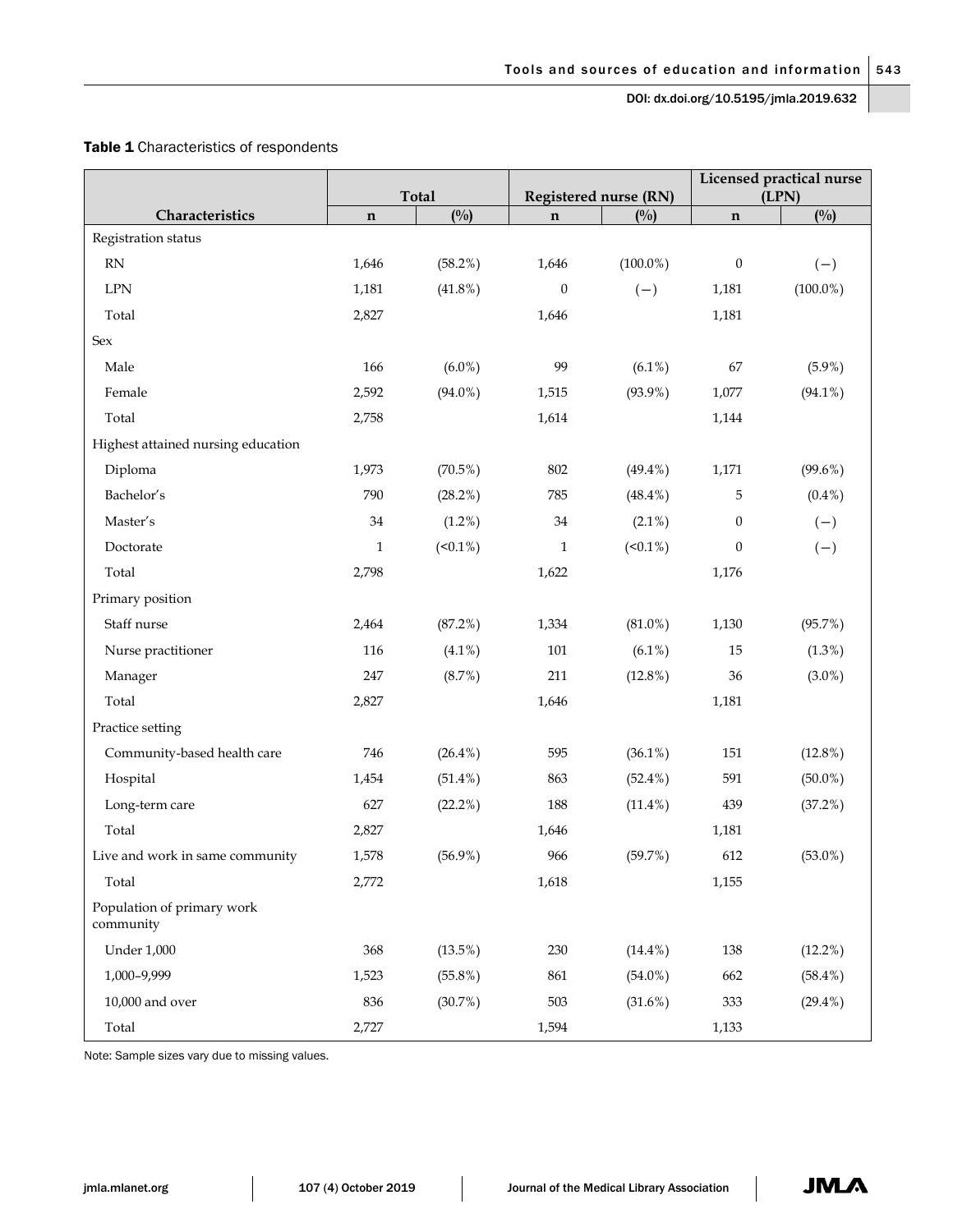**Table 1** Characteristics of respondents

| Characteristics | Total | | Registered nurse (RN) | | Licensed practical nurse (LPN) | |
|---|---|---|---|---|---|---|
| | n | (%) | n | (%) | n | (%) |
| Registration status | | | | | | |
| RN | 1,646 | (58.2%) | 1,646 | (100.0%) | 0 | (−) |
| LPN | 1,181 | (41.8%) | 0 | (−) | 1,181 | (100.0%) |
| Total | 2,827 | | 1,646 | | 1,181 | |
| Sex | | | | | | |
| Male | 166 | (6.0%) | 99 | (6.1%) | 67 | (5.9%) |
| Female | 2,592 | (94.0%) | 1,515 | (93.9%) | 1,077 | (94.1%) |
| Total | 2,758 | | 1,614 | | 1,144 | |
| Highest attained nursing education | | | | | | |
| Diploma | 1,973 | (70.5%) | 802 | (49.4%) | 1,171 | (99.6%) |
| Bachelor's | 790 | (28.2%) | 785 | (48.4%) | 5 | (0.4%) |
| Master's | 34 | (1.2%) | 34 | (2.1%) | 0 | (−) |
| Doctorate | 1 | (<0.1%) | 1 | (<0.1%) | 0 | (−) |
| Total | 2,798 | | 1,622 | | 1,176 | |
| Primary position | | | | | | |
| Staff nurse | 2,464 | (87.2%) | 1,334 | (81.0%) | 1,130 | (95.7%) |
| Nurse practitioner | 116 | (4.1%) | 101 | (6.1%) | 15 | (1.3%) |
| Manager | 247 | (8.7%) | 211 | (12.8%) | 36 | (3.0%) |
| Total | 2,827 | | 1,646 | | 1,181 | |
| Practice setting | | | | | | |
| Community-based health care | 746 | (26.4%) | 595 | (36.1%) | 151 | (12.8%) |
| Hospital | 1,454 | (51.4%) | 863 | (52.4%) | 591 | (50.0%) |
| Long-term care | 627 | (22.2%) | 188 | (11.4%) | 439 | (37.2%) |
| Total | 2,827 | | 1,646 | | 1,181 | |
| Live and work in same community | 1,578 | (56.9%) | 966 | (59.7%) | 612 | (53.0%) |
| Total | 2,772 | | 1,618 | | 1,155 | |
| Population of primary work community | | | | | | |
| Under 1,000 | 368 | (13.5%) | 230 | (14.4%) | 138 | (12.2%) |
| 1,000–9,999 | 1,523 | (55.8%) | 861 | (54.0%) | 662 | (58.4%) |
| 10,000 and over | 836 | (30.7%) | 503 | (31.6%) | 333 | (29.4%) |
| Total | 2,727 | | 1,594 | | 1,133 | |

Note: Sample sizes vary due to missing values.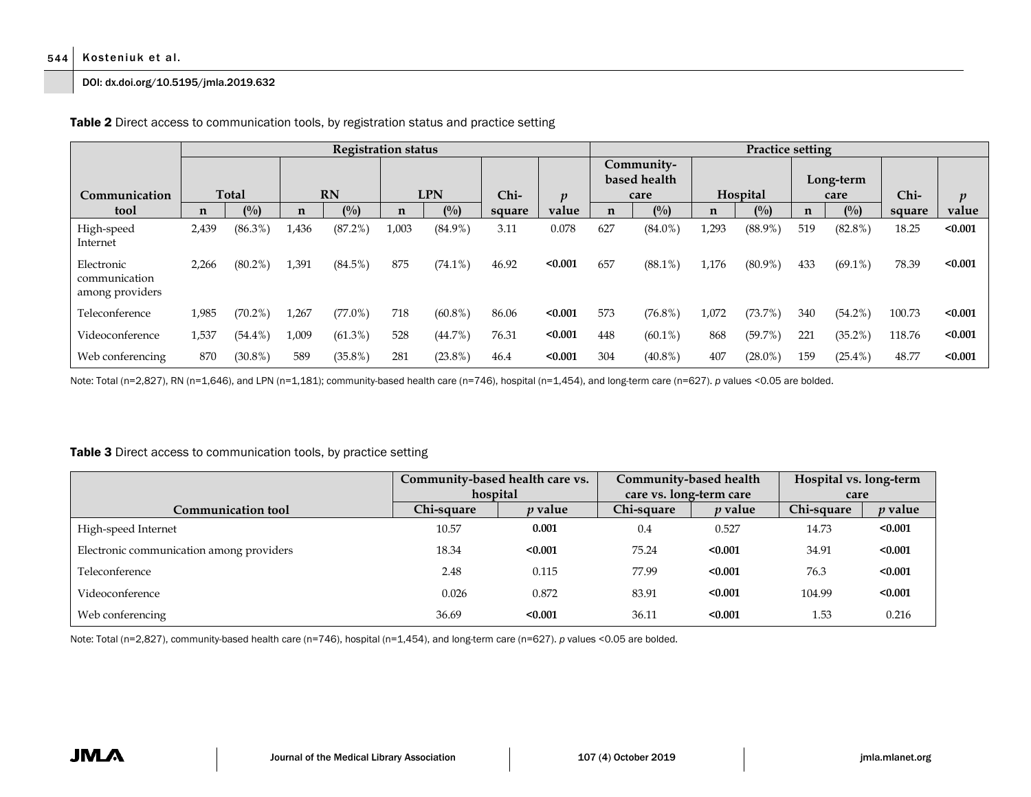**Table 2** Direct access to communication tools, by registration status and practice setting

| Communication tool | Registration status | | | | | | | | Practice setting | | | | | | | |
|---|---|---|---|---|---|---|---|---|---|---|---|---|---|---|---|---|
| | Total | | RN | | LPN | | Chi-square | *p* value | Community-based health care | | Hospital | | Long-term care | | Chi-square | *p* value |
| | n | (%) | n | (%) | n | (%) | | | n | (%) | n | (%) | n | (%) | | |
| High-speed Internet | 2,439 | (86.3%) | 1,436 | (87.2%) | 1,003 | (84.9%) | 3.11 | 0.078 | 627 | (84.0%) | 1,293 | (88.9%) | 519 | (82.8%) | 18.25 | **<0.001** |
| Electronic communication among providers | 2,266 | (80.2%) | 1,391 | (84.5%) | 875 | (74.1%) | 46.92 | **<0.001** | 657 | (88.1%) | 1,176 | (80.9%) | 433 | (69.1%) | 78.39 | **<0.001** |
| Teleconference | 1,985 | (70.2%) | 1,267 | (77.0%) | 718 | (60.8%) | 86.06 | **<0.001** | 573 | (76.8%) | 1,072 | (73.7%) | 340 | (54.2%) | 100.73 | **<0.001** |
| Videoconference | 1,537 | (54.4%) | 1,009 | (61.3%) | 528 | (44.7%) | 76.31 | **<0.001** | 448 | (60.1%) | 868 | (59.7%) | 221 | (35.2%) | 118.76 | **<0.001** |
| Web conferencing | 870 | (30.8%) | 589 | (35.8%) | 281 | (23.8%) | 46.4 | **<0.001** | 304 | (40.8%) | 407 | (28.0%) | 159 | (25.4%) | 48.77 | **<0.001** |

Note: Total (n=2,827), RN (n=1,646), and LPN (n=1,181); community-based health care (n=746), hospital (n=1,454), and long-term care (n=627). *p* values <0.05 are bolded.

**Table 3** Direct access to communication tools, by practice setting

| Communication tool | Community-based health care vs. hospital | | Community-based health care vs. long-term care | | Hospital vs. long-term care | |
|---|---|---|---|---|---|---|
| | Chi-square | *p* value | Chi-square | *p* value | Chi-square | *p* value |
| High-speed Internet | 10.57 | **0.001** | 0.4 | 0.527 | 14.73 | **<0.001** |
| Electronic communication among providers | 18.34 | **<0.001** | 75.24 | **<0.001** | 34.91 | **<0.001** |
| Teleconference | 2.48 | 0.115 | 77.99 | **<0.001** | 76.3 | **<0.001** |
| Videoconference | 0.026 | 0.872 | 83.91 | **<0.001** | 104.99 | **<0.001** |
| Web conferencing | 36.69 | **<0.001** | 36.11 | **<0.001** | 1.53 | 0.216 |

Note: Total (n=2,827), community-based health care (n=746), hospital (n=1,454), and long-term care (n=627). *p* values <0.05 are bolded.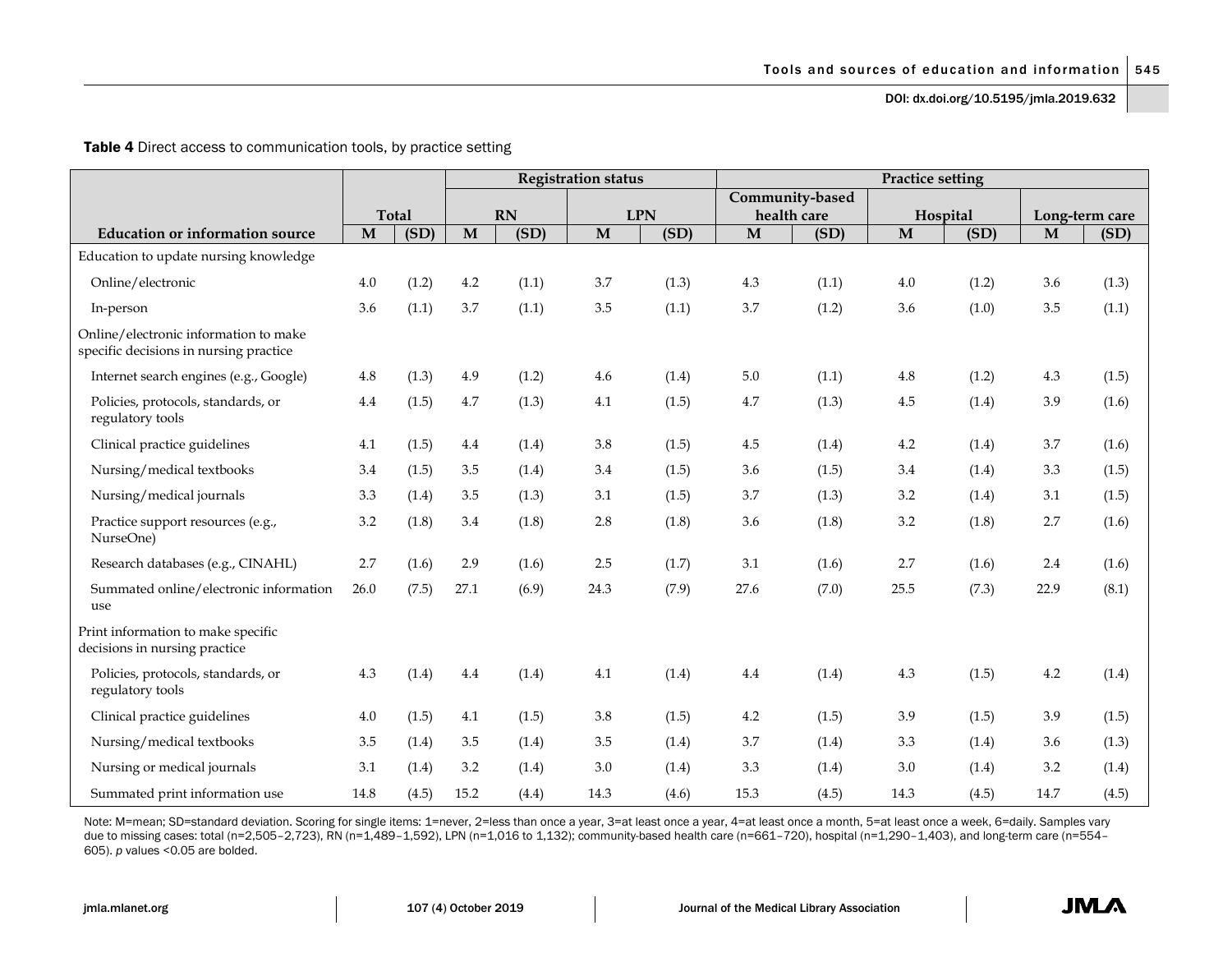**Table 4** Direct access to communication tools, by practice setting

| | | | Registration status | | | | Practice setting | | | | | |
|---|---|---|---|---|---|---|---|---|---|---|---|---|
| | Total | | RN | | LPN | | Community-based health care | | Hospital | | Long-term care | |
| **Education or information source** | **M** | **(SD)** | **M** | **(SD)** | **M** | **(SD)** | **M** | **(SD)** | **M** | **(SD)** | **M** | **(SD)** |
| Education to update nursing knowledge | | | | | | | | | | | | |
| Online/electronic | 4.0 | (1.2) | 4.2 | (1.1) | 3.7 | (1.3) | 4.3 | (1.1) | 4.0 | (1.2) | 3.6 | (1.3) |
| In-person | 3.6 | (1.1) | 3.7 | (1.1) | 3.5 | (1.1) | 3.7 | (1.2) | 3.6 | (1.0) | 3.5 | (1.1) |
| Online/electronic information to make specific decisions in nursing practice | | | | | | | | | | | | |
| Internet search engines (e.g., Google) | 4.8 | (1.3) | 4.9 | (1.2) | 4.6 | (1.4) | 5.0 | (1.1) | 4.8 | (1.2) | 4.3 | (1.5) |
| Policies, protocols, standards, or regulatory tools | 4.4 | (1.5) | 4.7 | (1.3) | 4.1 | (1.5) | 4.7 | (1.3) | 4.5 | (1.4) | 3.9 | (1.6) |
| Clinical practice guidelines | 4.1 | (1.5) | 4.4 | (1.4) | 3.8 | (1.5) | 4.5 | (1.4) | 4.2 | (1.4) | 3.7 | (1.6) |
| Nursing/medical textbooks | 3.4 | (1.5) | 3.5 | (1.4) | 3.4 | (1.5) | 3.6 | (1.5) | 3.4 | (1.4) | 3.3 | (1.5) |
| Nursing/medical journals | 3.3 | (1.4) | 3.5 | (1.3) | 3.1 | (1.5) | 3.7 | (1.3) | 3.2 | (1.4) | 3.1 | (1.5) |
| Practice support resources (e.g., NurseOne) | 3.2 | (1.8) | 3.4 | (1.8) | 2.8 | (1.8) | 3.6 | (1.8) | 3.2 | (1.8) | 2.7 | (1.6) |
| Research databases (e.g., CINAHL) | 2.7 | (1.6) | 2.9 | (1.6) | 2.5 | (1.7) | 3.1 | (1.6) | 2.7 | (1.6) | 2.4 | (1.6) |
| Summated online/electronic information use | 26.0 | (7.5) | 27.1 | (6.9) | 24.3 | (7.9) | 27.6 | (7.0) | 25.5 | (7.3) | 22.9 | (8.1) |
| Print information to make specific decisions in nursing practice | | | | | | | | | | | | |
| Policies, protocols, standards, or regulatory tools | 4.3 | (1.4) | 4.4 | (1.4) | 4.1 | (1.4) | 4.4 | (1.4) | 4.3 | (1.5) | 4.2 | (1.4) |
| Clinical practice guidelines | 4.0 | (1.5) | 4.1 | (1.5) | 3.8 | (1.5) | 4.2 | (1.5) | 3.9 | (1.5) | 3.9 | (1.5) |
| Nursing/medical textbooks | 3.5 | (1.4) | 3.5 | (1.4) | 3.5 | (1.4) | 3.7 | (1.4) | 3.3 | (1.4) | 3.6 | (1.3) |
| Nursing or medical journals | 3.1 | (1.4) | 3.2 | (1.4) | 3.0 | (1.4) | 3.3 | (1.4) | 3.0 | (1.4) | 3.2 | (1.4) |
| Summated print information use | 14.8 | (4.5) | 15.2 | (4.4) | 14.3 | (4.6) | 15.3 | (4.5) | 14.3 | (4.5) | 14.7 | (4.5) |

Note: M=mean; SD=standard deviation. Scoring for single items: 1=never, 2=less than once a year, 3=at least once a year, 4=at least once a month, 5=at least once a week, 6=daily. Samples vary due to missing cases: total (n=2,505–2,723), RN (n=1,489–1,592), LPN (n=1,016 to 1,132); community-based health care (n=661–720), hospital (n=1,290–1,403), and long-term care (n=554–605). *p* values <0.05 are bolded.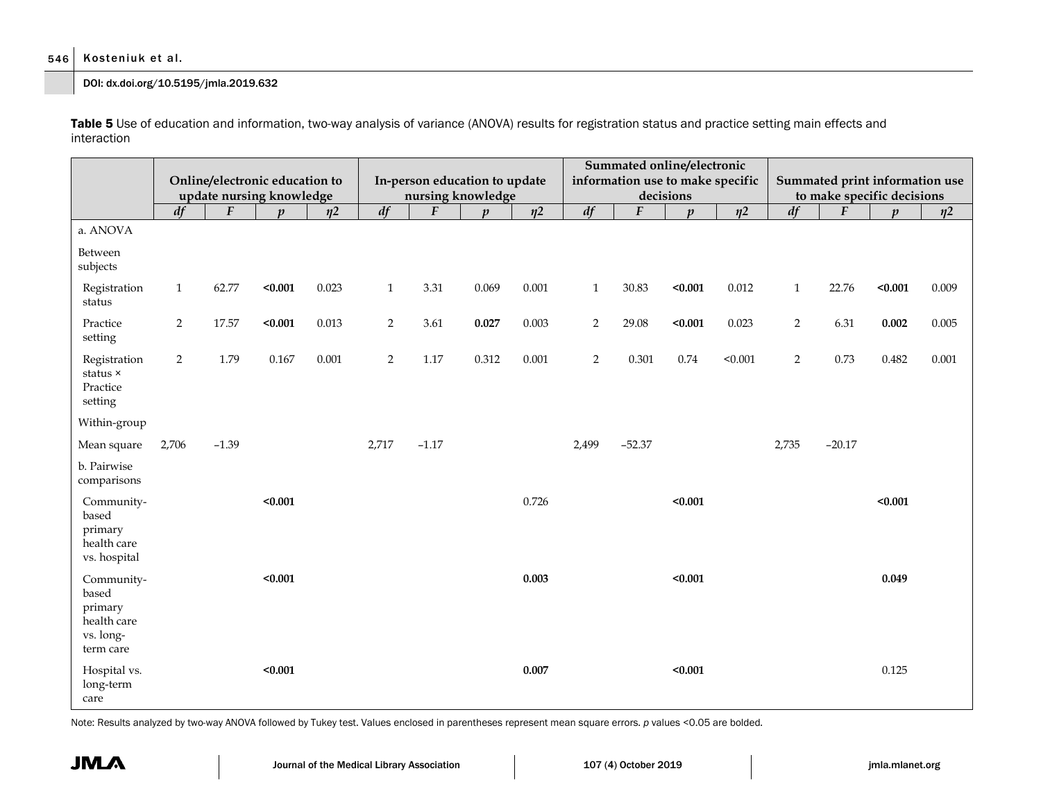**Table 5** Use of education and information, two-way analysis of variance (ANOVA) results for registration status and practice setting main effects and interaction

| | Online/electronic education to update nursing knowledge | | | | In-person education to update nursing knowledge | | | | Summated online/electronic information use to make specific decisions | | | | Summated print information use to make specific decisions | | | |
|---|---|---|---|---|---|---|---|---|---|---|---|---|---|---|---|---|
| | *df* | *F* | *p* | *η2* | *df* | *F* | *p* | *η2* | *df* | *F* | *p* | *η2* | *df* | *F* | *p* | *η2* |
| a. ANOVA | | | | | | | | | | | | | | | | |
| Between subjects | | | | | | | | | | | | | | | | |
| Registration status | 1 | 62.77 | **<0.001** | 0.023 | 1 | 3.31 | 0.069 | 0.001 | 1 | 30.83 | **<0.001** | 0.012 | 1 | 22.76 | **<0.001** | 0.009 |
| Practice setting | 2 | 17.57 | **<0.001** | 0.013 | 2 | 3.61 | **0.027** | 0.003 | 2 | 29.08 | **<0.001** | 0.023 | 2 | 6.31 | **0.002** | 0.005 |
| Registration status × Practice setting | 2 | 1.79 | 0.167 | 0.001 | 2 | 1.17 | 0.312 | 0.001 | 2 | 0.301 | 0.74 | <0.001 | 2 | 0.73 | 0.482 | 0.001 |
| Within-group | | | | | | | | | | | | | | | | |
| Mean square | 2,706 | −1.39 | | | 2,717 | −1.17 | | | 2,499 | −52.37 | | | 2,735 | −20.17 | | |
| b. Pairwise comparisons | | | | | | | | | | | | | | | | |
| Community-based primary health care vs. hospital | | | **<0.001** | | | | | 0.726 | | | **<0.001** | | | | **<0.001** | |
| Community-based primary health care vs. long-term care | | | **<0.001** | | | | | **0.003** | | | **<0.001** | | | | **0.049** | |
| Hospital vs. long-term care | | | **<0.001** | | | | | **0.007** | | | **<0.001** | | | | 0.125 | |

Note: Results analyzed by two-way ANOVA followed by Tukey test. Values enclosed in parentheses represent mean square errors. *p* values <0.05 are bolded.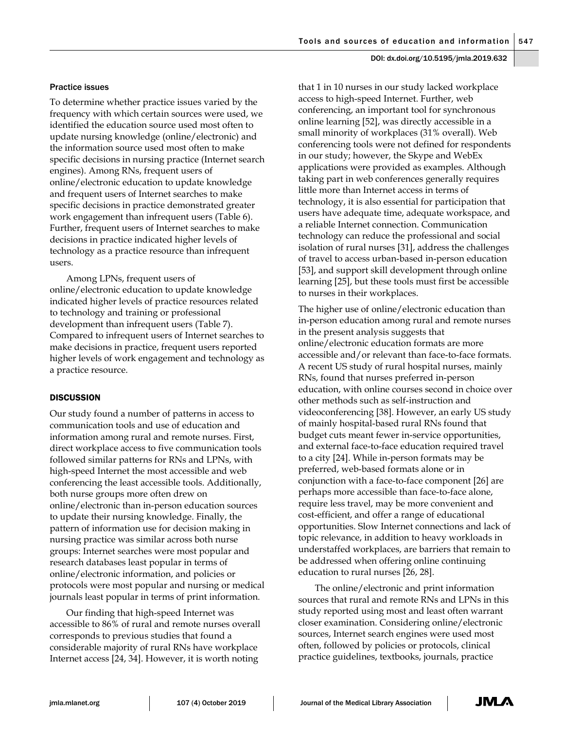#### Practice issues

To determine whether practice issues varied by the frequency with which certain sources were used, we identified the education source used most often to update nursing knowledge (online/electronic) and the information source used most often to make specific decisions in nursing practice (Internet search engines). Among RNs, frequent users of online/electronic education to update knowledge and frequent users of Internet searches to make specific decisions in practice demonstrated greater work engagement than infrequent users (Table 6). Further, frequent users of Internet searches to make decisions in practice indicated higher levels of technology as a practice resource than infrequent users.

Among LPNs, frequent users of online/electronic education to update knowledge indicated higher levels of practice resources related to technology and training or professional development than infrequent users (Table 7). Compared to infrequent users of Internet searches to make decisions in practice, frequent users reported higher levels of work engagement and technology as a practice resource.

### DISCUSSION

Our study found a number of patterns in access to communication tools and use of education and information among rural and remote nurses. First, direct workplace access to five communication tools followed similar patterns for RNs and LPNs, with high-speed Internet the most accessible and web conferencing the least accessible tools. Additionally, both nurse groups more often drew on online/electronic than in-person education sources to update their nursing knowledge. Finally, the pattern of information use for decision making in nursing practice was similar across both nurse groups: Internet searches were most popular and research databases least popular in terms of online/electronic information, and policies or protocols were most popular and nursing or medical journals least popular in terms of print information.

Our finding that high-speed Internet was accessible to 86% of rural and remote nurses overall corresponds to previous studies that found a considerable majority of rural RNs have workplace Internet access [24, 34]. However, it is worth noting that 1 in 10 nurses in our study lacked workplace access to high-speed Internet. Further, web conferencing, an important tool for synchronous online learning [52], was directly accessible in a small minority of workplaces (31% overall). Web conferencing tools were not defined for respondents in our study; however, the Skype and WebEx applications were provided as examples. Although taking part in web conferences generally requires little more than Internet access in terms of technology, it is also essential for participation that users have adequate time, adequate workspace, and a reliable Internet connection. Communication technology can reduce the professional and social isolation of rural nurses [31], address the challenges of travel to access urban-based in-person education [53], and support skill development through online learning [25], but these tools must first be accessible to nurses in their workplaces.

The higher use of online/electronic education than in-person education among rural and remote nurses in the present analysis suggests that online/electronic education formats are more accessible and/or relevant than face-to-face formats. A recent US study of rural hospital nurses, mainly RNs, found that nurses preferred in-person education, with online courses second in choice over other methods such as self-instruction and videoconferencing [38]. However, an early US study of mainly hospital-based rural RNs found that budget cuts meant fewer in-service opportunities, and external face-to-face education required travel to a city [24]. While in-person formats may be preferred, web-based formats alone or in conjunction with a face-to-face component [26] are perhaps more accessible than face-to-face alone, require less travel, may be more convenient and cost-efficient, and offer a range of educational opportunities. Slow Internet connections and lack of topic relevance, in addition to heavy workloads in understaffed workplaces, are barriers that remain to be addressed when offering online continuing education to rural nurses [26, 28].

The online/electronic and print information sources that rural and remote RNs and LPNs in this study reported using most and least often warrant closer examination. Considering online/electronic sources, Internet search engines were used most often, followed by policies or protocols, clinical practice guidelines, textbooks, journals, practice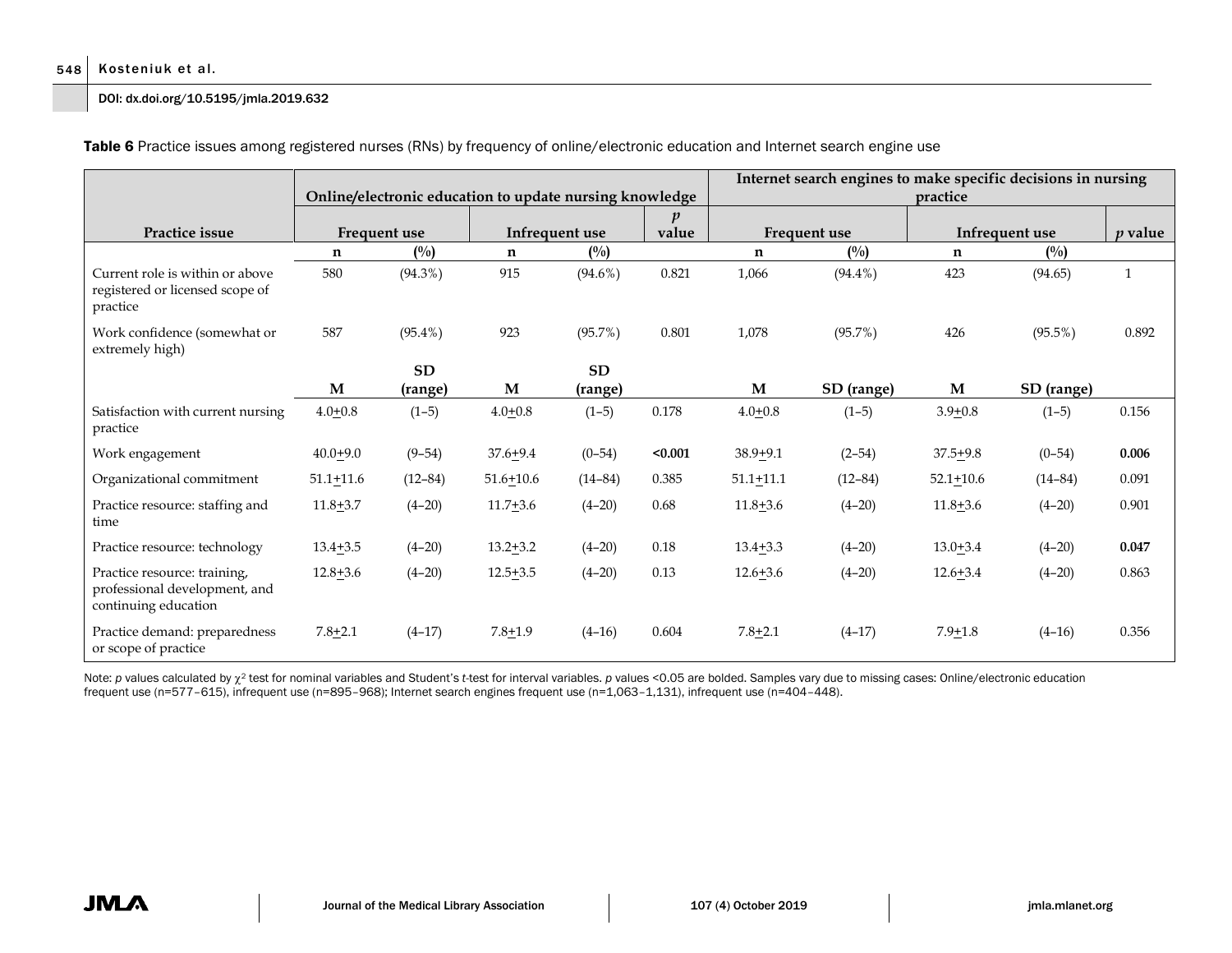**Table 6** Practice issues among registered nurses (RNs) by frequency of online/electronic education and Internet search engine use

| | Online/electronic education to update nursing knowledge | | | | | Internet search engines to make specific decisions in nursing practice | | | | |
|---|---|---|---|---|---|---|---|---|---|---|
| **Practice issue** | **Frequent use** | | **Infrequent use** | | ***p* value** | **Frequent use** | | **Infrequent use** | | ***p* value** |
| | **n** | **(%)** | **n** | **(%)** | | **n** | **(%)** | **n** | **(%)** | |
| Current role is within or above registered or licensed scope of practice | 580 | (94.3%) | 915 | (94.6%) | 0.821 | 1,066 | (94.4%) | 423 | (94.65) | 1 |
| Work confidence (somewhat or extremely high) | 587 | (95.4%) | 923 | (95.7%) | 0.801 | 1,078 | (95.7%) | 426 | (95.5%) | 0.892 |
| | **M** | **SD (range)** | **M** | **SD (range)** | | **M** | **SD (range)** | **M** | **SD (range)** | |
| Satisfaction with current nursing practice | 4.0±0.8 | (1–5) | 4.0±0.8 | (1–5) | 0.178 | 4.0±0.8 | (1–5) | 3.9±0.8 | (1–5) | 0.156 |
| Work engagement | 40.0±9.0 | (9–54) | 37.6±9.4 | (0–54) | **<0.001** | 38.9±9.1 | (2–54) | 37.5±9.8 | (0–54) | **0.006** |
| Organizational commitment | 51.1±11.6 | (12–84) | 51.6±10.6 | (14–84) | 0.385 | 51.1±11.1 | (12–84) | 52.1±10.6 | (14–84) | 0.091 |
| Practice resource: staffing and time | 11.8±3.7 | (4–20) | 11.7±3.6 | (4–20) | 0.68 | 11.8±3.6 | (4–20) | 11.8±3.6 | (4–20) | 0.901 |
| Practice resource: technology | 13.4±3.5 | (4–20) | 13.2±3.2 | (4–20) | 0.18 | 13.4±3.3 | (4–20) | 13.0±3.4 | (4–20) | **0.047** |
| Practice resource: training, professional development, and continuing education | 12.8±3.6 | (4–20) | 12.5±3.5 | (4–20) | 0.13 | 12.6±3.6 | (4–20) | 12.6±3.4 | (4–20) | 0.863 |
| Practice demand: preparedness or scope of practice | 7.8±2.1 | (4–17) | 7.8±1.9 | (4–16) | 0.604 | 7.8±2.1 | (4–17) | 7.9±1.8 | (4–16) | 0.356 |

Note: *p* values calculated by $\chi^2$ test for nominal variables and Student's *t*-test for interval variables. *p* values <0.05 are bolded. Samples vary due to missing cases: Online/electronic education frequent use (n=577–615), infrequent use (n=895–968); Internet search engines frequent use (n=1,063–1,131), infrequent use (n=404–448).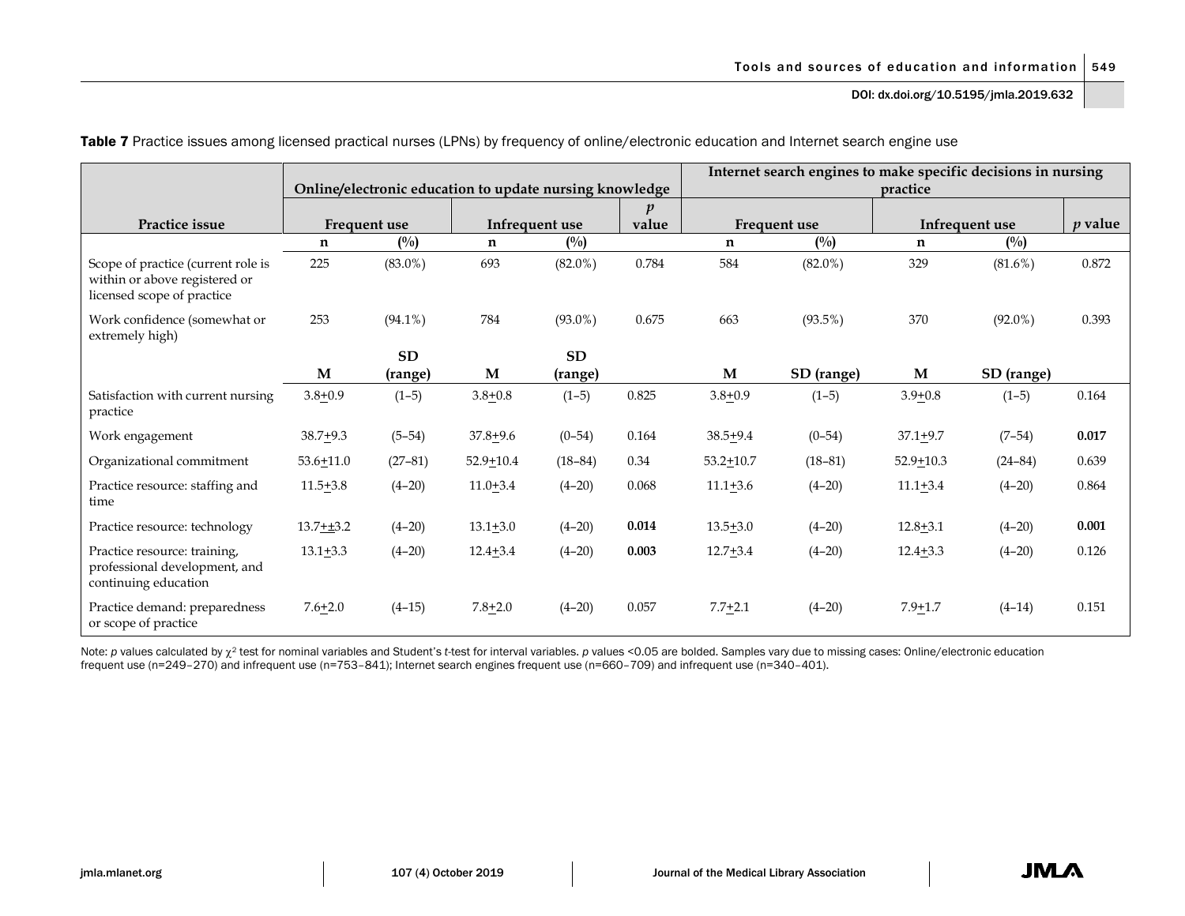**Table 7** Practice issues among licensed practical nurses (LPNs) by frequency of online/electronic education and Internet search engine use

| Practice issue | Online/electronic education to update nursing knowledge | | | | | Internet search engines to make specific decisions in nursing practice | | | | |
|---|---|---|---|---|---|---|---|---|---|---|
| | Frequent use | | Infrequent use | | *p* value | Frequent use | | Infrequent use | | *p* value |
| | n | (%) | n | (%) | | n | (%) | n | (%) | |
| Scope of practice (current role is within or above registered or licensed scope of practice | 225 | (83.0%) | 693 | (82.0%) | 0.784 | 584 | (82.0%) | 329 | (81.6%) | 0.872 |
| Work confidence (somewhat or extremely high) | 253 | (94.1%) | 784 | (93.0%) | 0.675 | 663 | (93.5%) | 370 | (92.0%) | 0.393 |
| | M | SD (range) | M | SD (range) | | M | SD (range) | M | SD (range) | |
| Satisfaction with current nursing practice | 3.8±0.9 | (1–5) | 3.8±0.8 | (1–5) | 0.825 | 3.8±0.9 | (1–5) | 3.9±0.8 | (1–5) | 0.164 |
| Work engagement | 38.7±9.3 | (5–54) | 37.8±9.6 | (0–54) | 0.164 | 38.5±9.4 | (0–54) | 37.1±9.7 | (7–54) | **0.017** |
| Organizational commitment | 53.6±11.0 | (27–81) | 52.9±10.4 | (18–84) | 0.34 | 53.2±10.7 | (18–81) | 52.9±10.3 | (24–84) | 0.639 |
| Practice resource: staffing and time | 11.5±3.8 | (4–20) | 11.0±3.4 | (4–20) | 0.068 | 11.1±3.6 | (4–20) | 11.1±3.4 | (4–20) | 0.864 |
| Practice resource: technology | 13.7±±3.2 | (4–20) | 13.1±3.0 | (4–20) | **0.014** | 13.5±3.0 | (4–20) | 12.8±3.1 | (4–20) | **0.001** |
| Practice resource: training, professional development, and continuing education | 13.1±3.3 | (4–20) | 12.4±3.4 | (4–20) | **0.003** | 12.7±3.4 | (4–20) | 12.4±3.3 | (4–20) | 0.126 |
| Practice demand: preparedness or scope of practice | 7.6±2.0 | (4–15) | 7.8±2.0 | (4–20) | 0.057 | 7.7±2.1 | (4–20) | 7.9±1.7 | (4–14) | 0.151 |

Note: *p* values calculated by $\chi^2$ test for nominal variables and Student's *t*-test for interval variables. *p* values <0.05 are bolded. Samples vary due to missing cases: Online/electronic education frequent use (n=249–270) and infrequent use (n=753–841); Internet search engines frequent use (n=660–709) and infrequent use (n=340–401).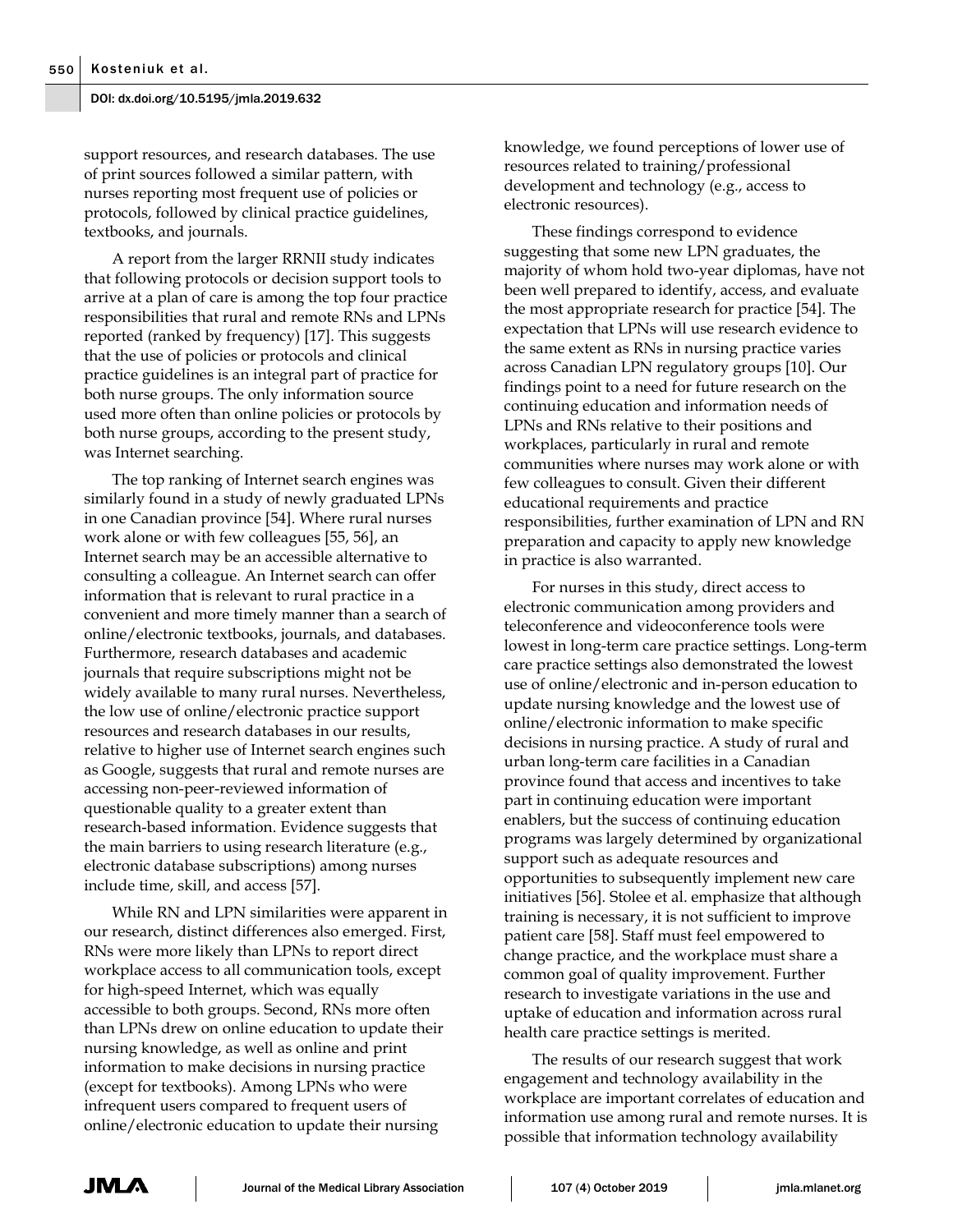support resources, and research databases. The use of print sources followed a similar pattern, with nurses reporting most frequent use of policies or protocols, followed by clinical practice guidelines, textbooks, and journals.

A report from the larger RRNII study indicates that following protocols or decision support tools to arrive at a plan of care is among the top four practice responsibilities that rural and remote RNs and LPNs reported (ranked by frequency) [17]. This suggests that the use of policies or protocols and clinical practice guidelines is an integral part of practice for both nurse groups. The only information source used more often than online policies or protocols by both nurse groups, according to the present study, was Internet searching.

The top ranking of Internet search engines was similarly found in a study of newly graduated LPNs in one Canadian province [54]. Where rural nurses work alone or with few colleagues [55, 56], an Internet search may be an accessible alternative to consulting a colleague. An Internet search can offer information that is relevant to rural practice in a convenient and more timely manner than a search of online/electronic textbooks, journals, and databases. Furthermore, research databases and academic journals that require subscriptions might not be widely available to many rural nurses. Nevertheless, the low use of online/electronic practice support resources and research databases in our results, relative to higher use of Internet search engines such as Google, suggests that rural and remote nurses are accessing non-peer-reviewed information of questionable quality to a greater extent than research-based information. Evidence suggests that the main barriers to using research literature (e.g., electronic database subscriptions) among nurses include time, skill, and access [57].

While RN and LPN similarities were apparent in our research, distinct differences also emerged. First, RNs were more likely than LPNs to report direct workplace access to all communication tools, except for high-speed Internet, which was equally accessible to both groups. Second, RNs more often than LPNs drew on online education to update their nursing knowledge, as well as online and print information to make decisions in nursing practice (except for textbooks). Among LPNs who were infrequent users compared to frequent users of online/electronic education to update their nursing knowledge, we found perceptions of lower use of resources related to training/professional development and technology (e.g., access to electronic resources).

These findings correspond to evidence suggesting that some new LPN graduates, the majority of whom hold two-year diplomas, have not been well prepared to identify, access, and evaluate the most appropriate research for practice [54]. The expectation that LPNs will use research evidence to the same extent as RNs in nursing practice varies across Canadian LPN regulatory groups [10]. Our findings point to a need for future research on the continuing education and information needs of LPNs and RNs relative to their positions and workplaces, particularly in rural and remote communities where nurses may work alone or with few colleagues to consult. Given their different educational requirements and practice responsibilities, further examination of LPN and RN preparation and capacity to apply new knowledge in practice is also warranted.

For nurses in this study, direct access to electronic communication among providers and teleconference and videoconference tools were lowest in long-term care practice settings. Long-term care practice settings also demonstrated the lowest use of online/electronic and in-person education to update nursing knowledge and the lowest use of online/electronic information to make specific decisions in nursing practice. A study of rural and urban long-term care facilities in a Canadian province found that access and incentives to take part in continuing education were important enablers, but the success of continuing education programs was largely determined by organizational support such as adequate resources and opportunities to subsequently implement new care initiatives [56]. Stolee et al. emphasize that although training is necessary, it is not sufficient to improve patient care [58]. Staff must feel empowered to change practice, and the workplace must share a common goal of quality improvement. Further research to investigate variations in the use and uptake of education and information across rural health care practice settings is merited.

The results of our research suggest that work engagement and technology availability in the workplace are important correlates of education and information use among rural and remote nurses. It is possible that information technology availability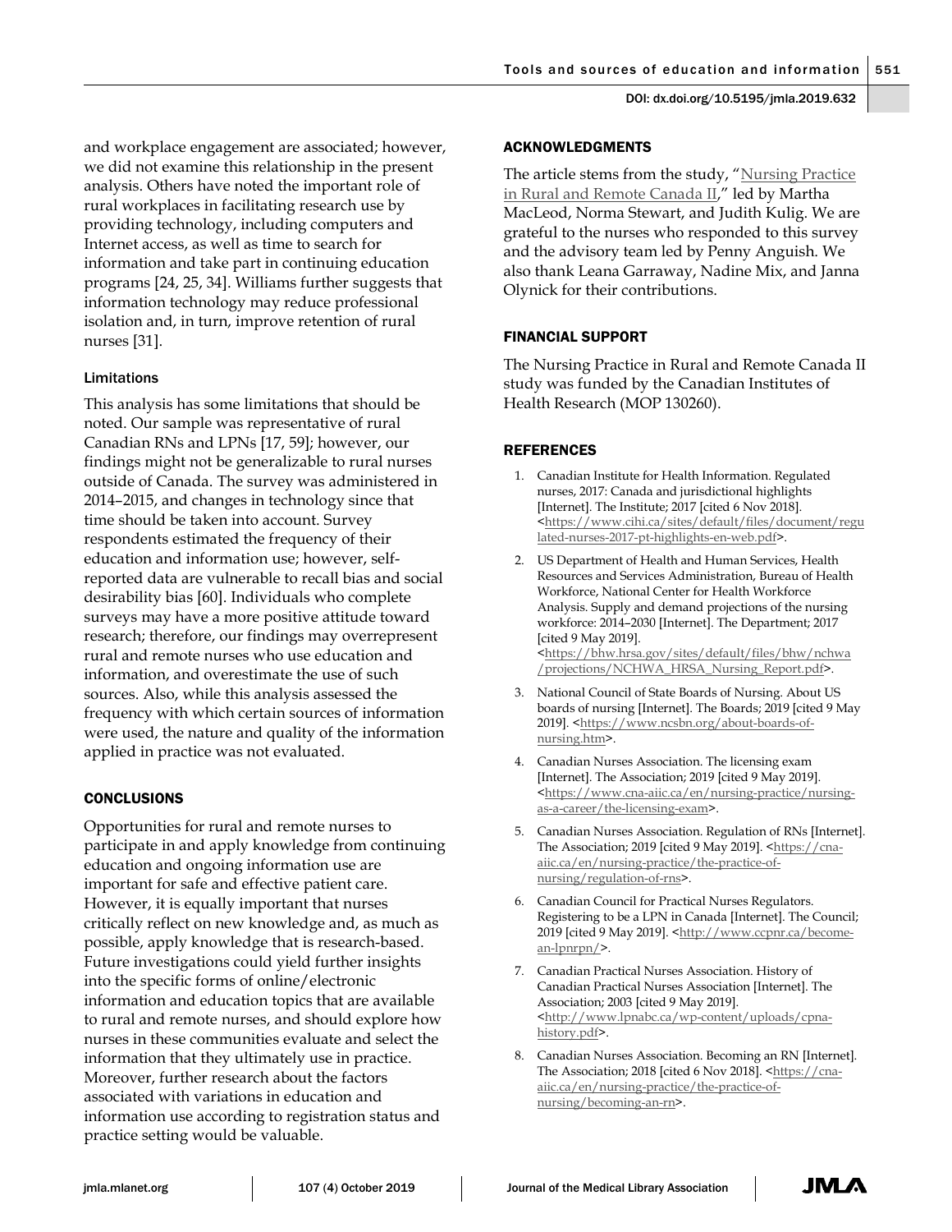and workplace engagement are associated; however, we did not examine this relationship in the present analysis. Others have noted the important role of rural workplaces in facilitating research use by providing technology, including computers and Internet access, as well as time to search for information and take part in continuing education programs [24, 25, 34]. Williams further suggests that information technology may reduce professional isolation and, in turn, improve retention of rural nurses [31].

### Limitations

This analysis has some limitations that should be noted. Our sample was representative of rural Canadian RNs and LPNs [17, 59]; however, our findings might not be generalizable to rural nurses outside of Canada. The survey was administered in 2014–2015, and changes in technology since that time should be taken into account. Survey respondents estimated the frequency of their education and information use; however, self-reported data are vulnerable to recall bias and social desirability bias [60]. Individuals who complete surveys may have a more positive attitude toward research; therefore, our findings may overrepresent rural and remote nurses who use education and information, and overestimate the use of such sources. Also, while this analysis assessed the frequency with which certain sources of information were used, the nature and quality of the information applied in practice was not evaluated.

## CONCLUSIONS

Opportunities for rural and remote nurses to participate in and apply knowledge from continuing education and ongoing information use are important for safe and effective patient care. However, it is equally important that nurses critically reflect on new knowledge and, as much as possible, apply knowledge that is research-based. Future investigations could yield further insights into the specific forms of online/electronic information and education topics that are available to rural and remote nurses, and should explore how nurses in these communities evaluate and select the information that they ultimately use in practice. Moreover, further research about the factors associated with variations in education and information use according to registration status and practice setting would be valuable.

## ACKNOWLEDGMENTS

The article stems from the study, "Nursing Practice in Rural and Remote Canada II," led by Martha MacLeod, Norma Stewart, and Judith Kulig. We are grateful to the nurses who responded to this survey and the advisory team led by Penny Anguish. We also thank Leana Garraway, Nadine Mix, and Janna Olynick for their contributions.

## FINANCIAL SUPPORT

The Nursing Practice in Rural and Remote Canada II study was funded by the Canadian Institutes of Health Research (MOP 130260).

## REFERENCES

1. Canadian Institute for Health Information. Regulated nurses, 2017: Canada and jurisdictional highlights [Internet]. The Institute; 2017 [cited 6 Nov 2018]. <https://www.cihi.ca/sites/default/files/document/regulated-nurses-2017-pt-highlights-en-web.pdf>.
2. US Department of Health and Human Services, Health Resources and Services Administration, Bureau of Health Workforce, National Center for Health Workforce Analysis. Supply and demand projections of the nursing workforce: 2014–2030 [Internet]. The Department; 2017 [cited 9 May 2019]. <https://bhw.hrsa.gov/sites/default/files/bhw/nchwa/projections/NCHWA_HRSA_Nursing_Report.pdf>.
3. National Council of State Boards of Nursing. About US boards of nursing [Internet]. The Boards; 2019 [cited 9 May 2019]. <https://www.ncsbn.org/about-boards-of-nursing.htm>.
4. Canadian Nurses Association. The licensing exam [Internet]. The Association; 2019 [cited 9 May 2019]. <https://www.cna-aiic.ca/en/nursing-practice/nursing-as-a-career/the-licensing-exam>.
5. Canadian Nurses Association. Regulation of RNs [Internet]. The Association; 2019 [cited 9 May 2019]. <https://cna-aiic.ca/en/nursing-practice/the-practice-of-nursing/regulation-of-rns>.
6. Canadian Council for Practical Nurses Regulators. Registering to be a LPN in Canada [Internet]. The Council; 2019 [cited 9 May 2019]. <http://www.ccpnr.ca/become-an-lpnrpn/>.
7. Canadian Practical Nurses Association. History of Canadian Practical Nurses Association [Internet]. The Association; 2003 [cited 9 May 2019]. <http://www.lpnabc.ca/wp-content/uploads/cpna-history.pdf>.
8. Canadian Nurses Association. Becoming an RN [Internet]. The Association; 2018 [cited 6 Nov 2018]. <https://cna-aiic.ca/en/nursing-practice/the-practice-of-nursing/becoming-an-rn>.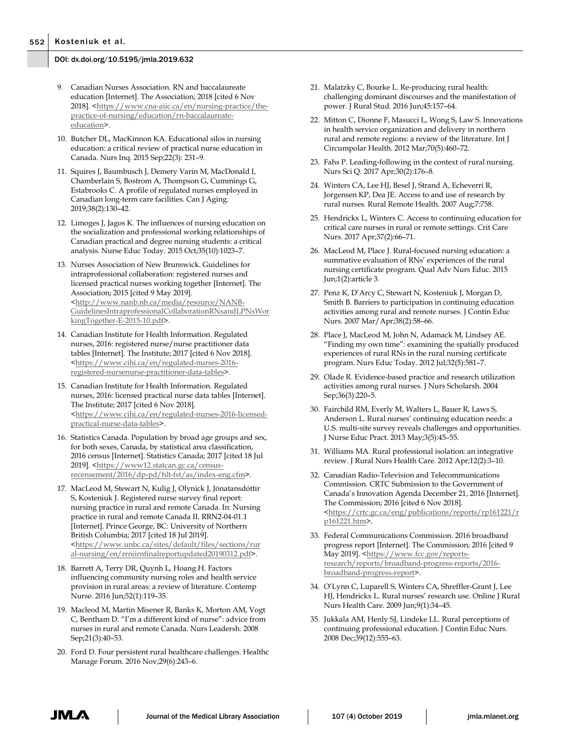9. Canadian Nurses Association. RN and baccalaureate education [Internet]. The Association; 2018 [cited 6 Nov 2018]. <https://www.cna-aiic.ca/en/nursing-practice/the-practice-of-nursing/education/rn-baccalaureate-education>.

10. Butcher DL, MacKinnon KA. Educational silos in nursing education: a critical review of practical nurse education in Canada. Nurs Inq. 2015 Sep;22(3): 231–9.

11. Squires J, Baumbusch J, Demery Varin M, MacDonald I, Chamberlain S, Bostrom A, Thompson G, Cummings G, Estabrooks C. A profile of regulated nurses employed in Canadian long-term care facilities. Can J Aging. 2019;38(2):130–42.

12. Limoges J, Jagos K. The influences of nursing education on the socialization and professional working relationships of Canadian practical and degree nursing students: a critical analysis. Nurse Educ Today. 2015 Oct;35(10):1023–7.

13. Nurses Association of New Brunswick. Guidelines for intraprofessional collaboration: registered nurses and licensed practical nurses working together [Internet]. The Association; 2015 [cited 9 May 2019]. <http://www.nanb.nb.ca/media/resource/NANB-GuidelinesIntraprofessionalCollaborationRNsandLPNsWorkingTogether-E-2015-10.pdf>.

14. Canadian Institute for Health Information. Regulated nurses, 2016: registered nurse/nurse practitioner data tables [Internet]. The Institute; 2017 [cited 6 Nov 2018]. <https://www.cihi.ca/en/regulated-nurses-2016-registered-nursenurse-practitioner-data-tables>.

15. Canadian Institute for Health Information. Regulated nurses, 2016: licensed practical nurse data tables [Internet]. The Institute; 2017 [cited 6 Nov 2018]. <https://www.cihi.ca/en/regulated-nurses-2016-licensed-practical-nurse-data-tables>.

16. Statistics Canada. Population by broad age groups and sex, for both sexes, Canada, by statistical area classification, 2016 census [Internet]. Statistics Canada; 2017 [cited 18 Jul 2019]. <https://www12.statcan.gc.ca/census-recensement/2016/dp-pd/hlt-fst/as/index-eng.cfm>.

17. MacLeod M, Stewart N, Kulig J, Olynick J, Jónatansdóttir S, Kosteniuk J. Registered nurse survey final report: nursing practice in rural and remote Canada. In: Nursing practice in rural and remote Canada II. RRN2-04-01.1 [Internet]. Prince George, BC: University of Northern British Columbia; 2017 [cited 18 Jul 2019]. <https://www.unbc.ca/sites/default/files/sections/rural-nursing/en/rrniirnfinalreportupdated20190312.pdf>.

18. Barrett A, Terry DR, Quynh L, Hoang H. Factors influencing community nursing roles and health service provision in rural areas: a review of literature. Contemp Nurse. 2016 Jun;52(1):119–35.

19. Macleod M, Martin Misener R, Banks K, Morton AM, Vogt C, Bentham D. "I'm a different kind of nurse": advice from nurses in rural and remote Canada. Nurs Leadersh. 2008 Sep;21(3):40–53.

20. Ford D. Four persistent rural healthcare challenges. Healthc Manage Forum. 2016 Nov;29(6):243–6.

21. Malatzky C, Bourke L. Re-producing rural health: challenging dominant discourses and the manifestation of power. J Rural Stud. 2016 Jun;45:157–64.

22. Mitton C, Dionne F, Masucci L, Wong S, Law S. Innovations in health service organization and delivery in northern rural and remote regions: a review of the literature. Int J Circumpolar Health. 2012 Mar;70(5):460–72.

23. Fahs P. Leading-following in the context of rural nursing. Nurs Sci Q. 2017 Apr;30(2):176–8.

24. Winters CA, Lee HJ, Besel J, Strand A, Echeverri R, Jorgensen KP, Dea JE. Access to and use of research by rural nurses. Rural Remote Health. 2007 Aug;7:758.

25. Hendrickx L, Winters C. Access to continuing education for critical care nurses in rural or remote settings. Crit Care Nurs. 2017 Apr;37(2):66–71.

26. MacLeod M, Place J. Rural-focused nursing education: a summative evaluation of RNs' experiences of the rural nursing certificate program. Qual Adv Nurs Educ. 2015 Jun;1(2):article 3.

27. Penz K, D'Arcy C, Stewart N, Kosteniuk J, Morgan D, Smith B. Barriers to participation in continuing education activities among rural and remote nurses. J Contin Educ Nurs. 2007 Mar/Apr;38(2):58–66.

28. Place J, MacLeod M, John N, Adamack M, Lindsey AE. "Finding my own time": examining the spatially produced experiences of rural RNs in the rural nursing certificate program. Nurs Educ Today. 2012 Jul;32(5):581–7.

29. Olade R. Evidence-based practice and research utilization activities among rural nurses. J Nurs Scholarsh. 2004 Sep;36(3):220–5.

30. Fairchild RM, Everly M, Walters L, Bauer R, Laws S, Anderson L. Rural nurses' continuing education needs: a U.S. multi-site survey reveals challenges and opportunities. J Nurse Educ Pract. 2013 May;3(5):45–55.

31. Williams MA. Rural professional isolation: an integrative review. J Rural Nurs Health Care. 2012 Apr;12(2):3–10.

32. Canadian Radio-Television and Telecommunications Commission. CRTC Submission to the Government of Canada's Innovation Agenda December 21, 2016 [Internet]. The Commission; 2016 [cited 6 Nov 2018]. <https://crtc.gc.ca/eng/publications/reports/rp161221/rp161221.htm>.

33. Federal Communications Commission. 2016 broadband progress report [Internet]. The Commission; 2016 [cited 9 May 2019]. <https://www.fcc.gov/reports-research/reports/broadband-progress-reports/2016-broadband-progress-report>.

34. O'Lynn C, Luparell S, Winters CA, Shreffler-Grant J, Lee HJ, Hendrickx L. Rural nurses' research use. Online J Rural Nurs Health Care. 2009 Jun;9(1):34–45.

35. Jukkala AM, Henly SJ, Lindeke LL. Rural perceptions of continuing professional education. J Contin Educ Nurs. 2008 Dec;39(12):555–63.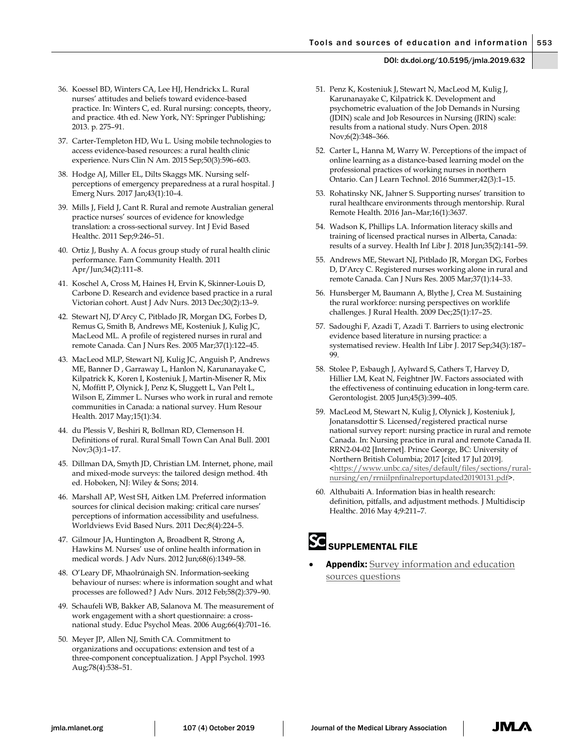36. Koessel BD, Winters CA, Lee HJ, Hendrickx L. Rural nurses' attitudes and beliefs toward evidence-based practice. In: Winters C, ed. Rural nursing: concepts, theory, and practice. 4th ed. New York, NY: Springer Publishing; 2013. p. 275–91.

37. Carter-Templeton HD, Wu L. Using mobile technologies to access evidence-based resources: a rural health clinic experience. Nurs Clin N Am. 2015 Sep;50(3):596–603.

38. Hodge AJ, Miller EL, Dilts Skaggs MK. Nursing self-perceptions of emergency preparedness at a rural hospital. J Emerg Nurs. 2017 Jan;43(1):10–4.

39. Mills J, Field J, Cant R. Rural and remote Australian general practice nurses' sources of evidence for knowledge translation: a cross-sectional survey. Int J Evid Based Healthc. 2011 Sep;9:246–51.

40. Ortiz J, Bushy A. A focus group study of rural health clinic performance. Fam Community Health. 2011 Apr/Jun;34(2):111–8.

41. Koschel A, Cross M, Haines H, Ervin K, Skinner-Louis D, Carbone D. Research and evidence based practice in a rural Victorian cohort. Aust J Adv Nurs. 2013 Dec;30(2):13–9.

42. Stewart NJ, D'Arcy C, Pitblado JR, Morgan DG, Forbes D, Remus G, Smith B, Andrews ME, Kosteniuk J, Kulig JC, MacLeod ML. A profile of registered nurses in rural and remote Canada. Can J Nurs Res. 2005 Mar;37(1):122–45.

43. MacLeod MLP, Stewart NJ, Kulig JC, Anguish P, Andrews ME, Banner D , Garraway L, Hanlon N, Karunanayake C, Kilpatrick K, Koren I, Kosteniuk J, Martin-Misener R, Mix N, Moffitt P, Olynick J, Penz K, Sluggett L, Van Pelt L, Wilson E, Zimmer L. Nurses who work in rural and remote communities in Canada: a national survey. Hum Resour Health. 2017 May;15(1):34.

44. du Plessis V, Beshiri R, Bollman RD, Clemenson H. Definitions of rural. Rural Small Town Can Anal Bull. 2001 Nov;3(3):1–17.

45. Dillman DA, Smyth JD, Christian LM. Internet, phone, mail and mixed-mode surveys: the tailored design method. 4th ed. Hoboken, NJ: Wiley & Sons; 2014.

46. Marshall AP, West SH, Aitken LM. Preferred information sources for clinical decision making: critical care nurses' perceptions of information accessibility and usefulness. Worldviews Evid Based Nurs. 2011 Dec;8(4):224–5.

47. Gilmour JA, Huntington A, Broadbent R, Strong A, Hawkins M. Nurses' use of online health information in medical words. J Adv Nurs. 2012 Jun;68(6):1349–58.

48. O'Leary DF, Mhaolrúnaigh SN. Information-seeking behaviour of nurses: where is information sought and what processes are followed? J Adv Nurs. 2012 Feb;58(2):379–90.

49. Schaufeli WB, Bakker AB, Salanova M. The measurement of work engagement with a short questionnaire: a cross-national study. Educ Psychol Meas. 2006 Aug;66(4):701–16.

50. Meyer JP, Allen NJ, Smith CA. Commitment to organizations and occupations: extension and test of a three-component conceptualization. J Appl Psychol. 1993 Aug;78(4):538–51.

51. Penz K, Kosteniuk J, Stewart N, MacLeod M, Kulig J, Karunanayake C, Kilpatrick K. Development and psychometric evaluation of the Job Demands in Nursing (JDIN) scale and Job Resources in Nursing (JRIN) scale: results from a national study. Nurs Open. 2018 Nov;6(2):348–366.

52. Carter L, Hanna M, Warry W. Perceptions of the impact of online learning as a distance-based learning model on the professional practices of working nurses in northern Ontario. Can J Learn Technol. 2016 Summer;42(3):1–15.

53. Rohatinsky NK, Jahner S. Supporting nurses' transition to rural healthcare environments through mentorship. Rural Remote Health. 2016 Jan–Mar;16(1):3637.

54. Wadson K, Phillips LA. Information literacy skills and training of licensed practical nurses in Alberta, Canada: results of a survey. Health Inf Libr J. 2018 Jun;35(2):141–59.

55. Andrews ME, Stewart NJ, Pitblado JR, Morgan DG, Forbes D, D'Arcy C. Registered nurses working alone in rural and remote Canada. Can J Nurs Res. 2005 Mar;37(1):14–33.

56. Hunsberger M, Baumann A, Blythe J, Crea M. Sustaining the rural workforce: nursing perspectives on worklife challenges. J Rural Health. 2009 Dec;25(1):17–25.

57. Sadoughi F, Azadi T, Azadi T. Barriers to using electronic evidence based literature in nursing practice: a systematised review. Health Inf Libr J. 2017 Sep;34(3):187–99.

58. Stolee P, Esbaugh J, Aylward S, Cathers T, Harvey D, Hillier LM, Keat N, Feightner JW. Factors associated with the effectiveness of continuing education in long-term care. Gerontologist. 2005 Jun;45(3):399–405.

59. MacLeod M, Stewart N, Kulig J, Olynick J, Kosteniuk J, Jonatansdottir S. Licensed/registered practical nurse national survey report: nursing practice in rural and remote Canada. In: Nursing practice in rural and remote Canada II. RRN2-04-02 [Internet]. Prince George, BC: University of Northern British Columbia; 2017 [cited 17 Jul 2019]. <https://www.unbc.ca/sites/default/files/sections/rural-nursing/en/rrniilpnfinalreportupdated20190131.pdf>.

60. Althubaiti A. Information bias in health research: definition, pitfalls, and adjustment methods. J Multidiscip Healthc. 2016 May 4;9:211–7.

## SUPPLEMENTAL FILE

- **Appendix:** Survey information and education sources questions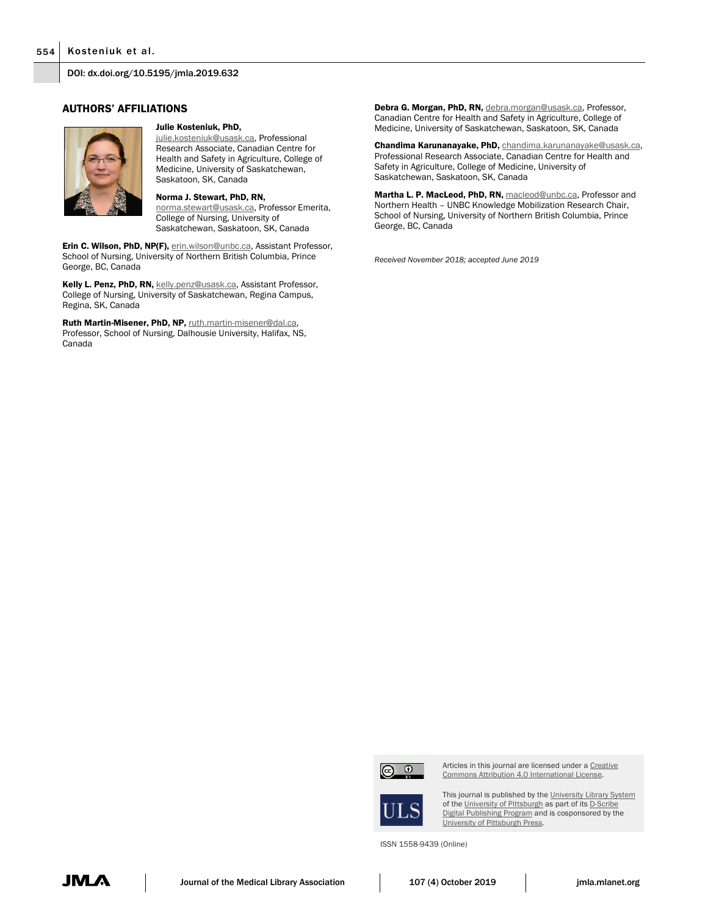## AUTHORS' AFFILIATIONS

**Julie Kosteniuk, PhD,** julie.kosteniuk@usask.ca, Professional Research Associate, Canadian Centre for Health and Safety in Agriculture, College of Medicine, University of Saskatchewan, Saskatoon, SK, Canada

**Norma J. Stewart, PhD, RN,** norma.stewart@usask.ca, Professor Emerita, College of Nursing, University of Saskatchewan, Saskatoon, SK, Canada

**Erin C. Wilson, PhD, NP(F),** erin.wilson@unbc.ca, Assistant Professor, School of Nursing, University of Northern British Columbia, Prince George, BC, Canada

**Kelly L. Penz, PhD, RN,** kelly.penz@usask.ca, Assistant Professor, College of Nursing, University of Saskatchewan, Regina Campus, Regina, SK, Canada

**Ruth Martin-Misener, PhD, NP,** ruth.martin-misener@dal.ca, Professor, School of Nursing, Dalhousie University, Halifax, NS, Canada

**Debra G. Morgan, PhD, RN,** debra.morgan@usask.ca, Professor, Canadian Centre for Health and Safety in Agriculture, College of Medicine, University of Saskatchewan, Saskatoon, SK, Canada

**Chandima Karunanayake, PhD,** chandima.karunanayake@usask.ca, Professional Research Associate, Canadian Centre for Health and Safety in Agriculture, College of Medicine, University of Saskatchewan, Saskatoon, SK, Canada

**Martha L. P. MacLeod, PhD, RN,** macleod@unbc.ca, Professor and Northern Health – UNBC Knowledge Mobilization Research Chair, School of Nursing, University of Northern British Columbia, Prince George, BC, Canada

*Received November 2018; accepted June 2019*

Articles in this journal are licensed under a Creative Commons Attribution 4.0 International License.

This journal is published by the University Library System of the University of Pittsburgh as part of its D-Scribe Digital Publishing Program and is cosponsored by the University of Pittsburgh Press.

ISSN 1558-9439 (Online)